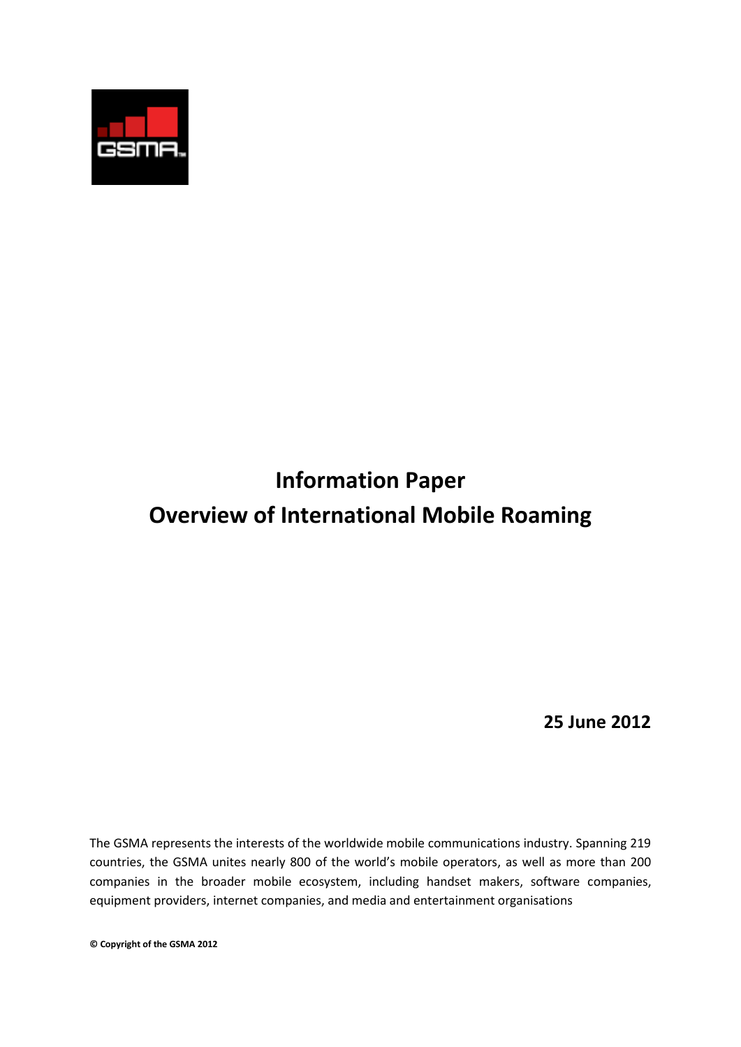# Information Paper
# Overview of International Mobile Roaming

**25 June 2012**

The GSMA represents the interests of the worldwide mobile communications industry. Spanning 219 countries, the GSMA unites nearly 800 of the world's mobile operators, as well as more than 200 companies in the broader mobile ecosystem, including handset makers, software companies, equipment providers, internet companies, and media and entertainment organisations

**© Copyright of the GSMA 2012**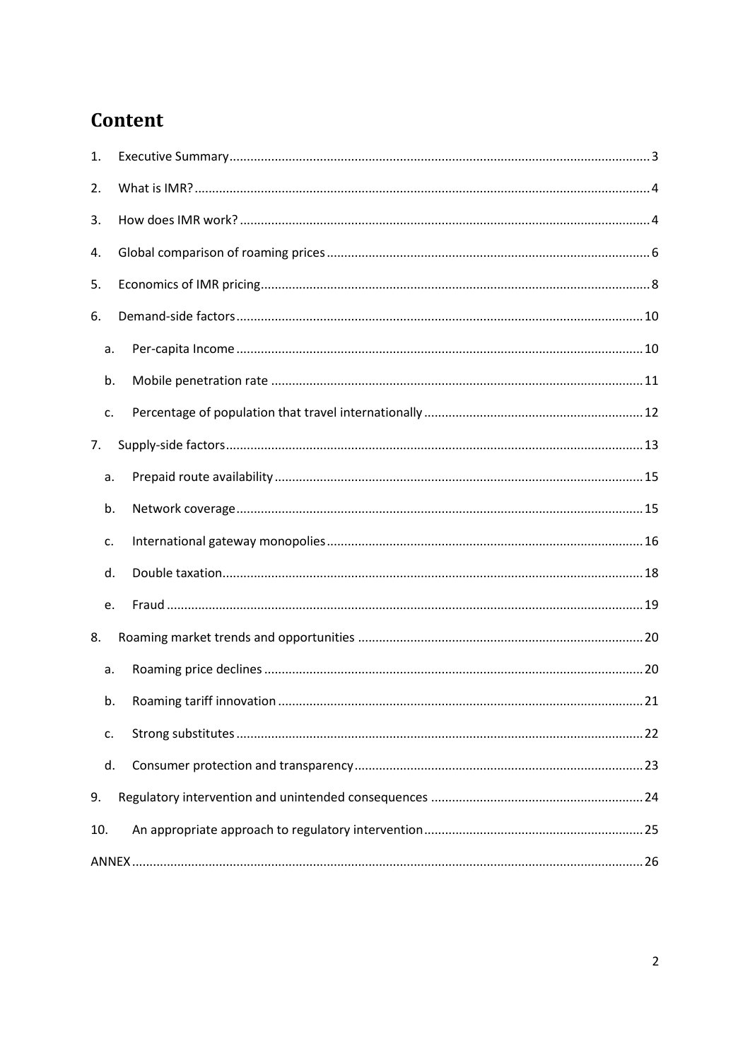# Content

1. Executive Summary ........ 3
2. What is IMR? ........ 4
3. How does IMR work? ........ 4
4. Global comparison of roaming prices ........ 6
5. Economics of IMR pricing ........ 8
6. Demand-side factors ........ 10
   a. Per-capita Income ........ 10
   b. Mobile penetration rate ........ 11
   c. Percentage of population that travel internationally ........ 12
7. Supply-side factors ........ 13
   a. Prepaid route availability ........ 15
   b. Network coverage ........ 15
   c. International gateway monopolies ........ 16
   d. Double taxation ........ 18
   e. Fraud ........ 19
8. Roaming market trends and opportunities ........ 20
   a. Roaming price declines ........ 20
   b. Roaming tariff innovation ........ 21
   c. Strong substitutes ........ 22
   d. Consumer protection and transparency ........ 23
9. Regulatory intervention and unintended consequences ........ 24
10. An appropriate approach to regulatory intervention ........ 25

ANNEX ........ 26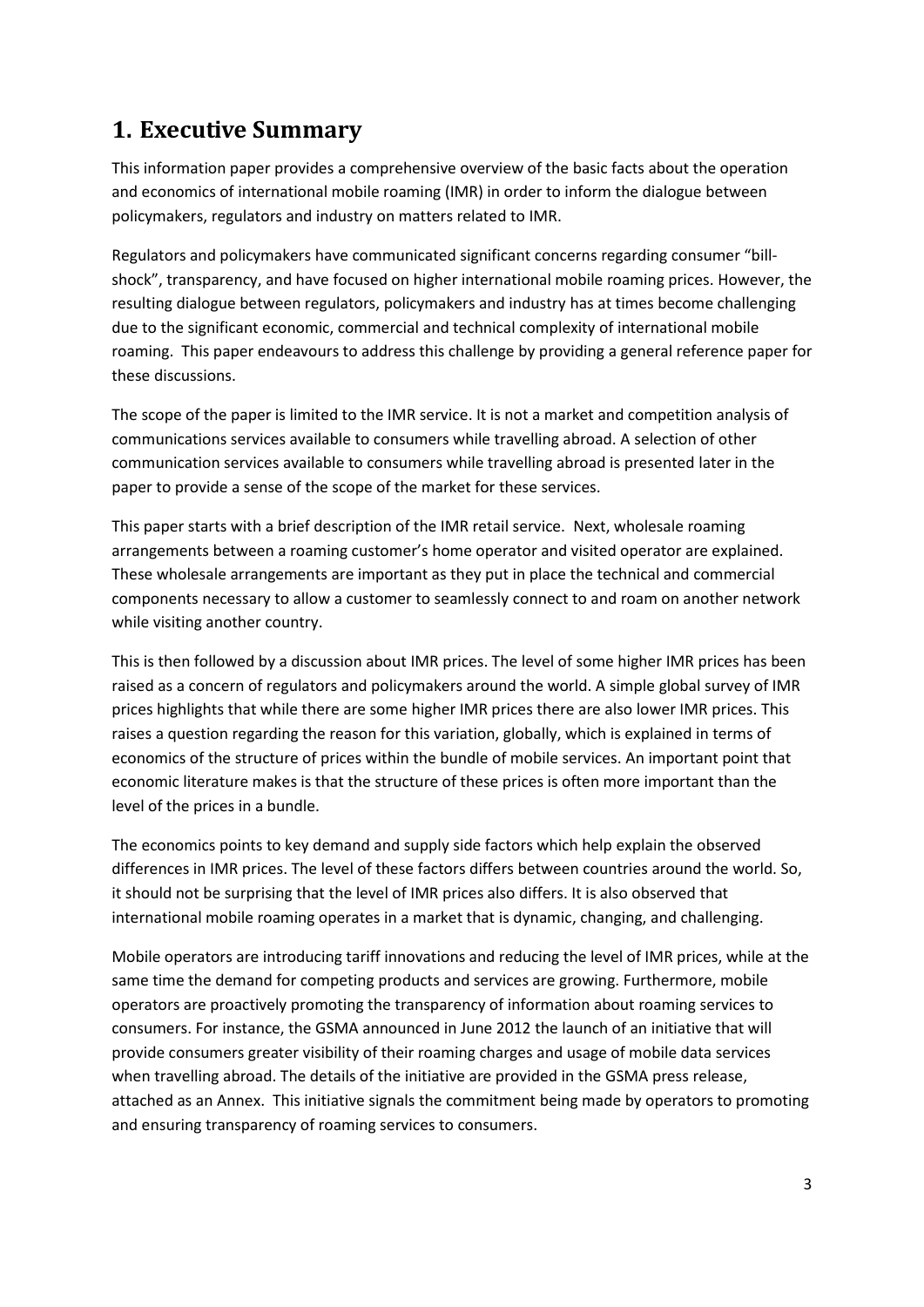# 1. Executive Summary

This information paper provides a comprehensive overview of the basic facts about the operation and economics of international mobile roaming (IMR) in order to inform the dialogue between policymakers, regulators and industry on matters related to IMR.

Regulators and policymakers have communicated significant concerns regarding consumer "bill-shock", transparency, and have focused on higher international mobile roaming prices. However, the resulting dialogue between regulators, policymakers and industry has at times become challenging due to the significant economic, commercial and technical complexity of international mobile roaming. This paper endeavours to address this challenge by providing a general reference paper for these discussions.

The scope of the paper is limited to the IMR service. It is not a market and competition analysis of communications services available to consumers while travelling abroad. A selection of other communication services available to consumers while travelling abroad is presented later in the paper to provide a sense of the scope of the market for these services.

This paper starts with a brief description of the IMR retail service. Next, wholesale roaming arrangements between a roaming customer's home operator and visited operator are explained. These wholesale arrangements are important as they put in place the technical and commercial components necessary to allow a customer to seamlessly connect to and roam on another network while visiting another country.

This is then followed by a discussion about IMR prices. The level of some higher IMR prices has been raised as a concern of regulators and policymakers around the world. A simple global survey of IMR prices highlights that while there are some higher IMR prices there are also lower IMR prices. This raises a question regarding the reason for this variation, globally, which is explained in terms of economics of the structure of prices within the bundle of mobile services. An important point that economic literature makes is that the structure of these prices is often more important than the level of the prices in a bundle.

The economics points to key demand and supply side factors which help explain the observed differences in IMR prices. The level of these factors differs between countries around the world. So, it should not be surprising that the level of IMR prices also differs. It is also observed that international mobile roaming operates in a market that is dynamic, changing, and challenging.

Mobile operators are introducing tariff innovations and reducing the level of IMR prices, while at the same time the demand for competing products and services are growing. Furthermore, mobile operators are proactively promoting the transparency of information about roaming services to consumers. For instance, the GSMA announced in June 2012 the launch of an initiative that will provide consumers greater visibility of their roaming charges and usage of mobile data services when travelling abroad. The details of the initiative are provided in the GSMA press release, attached as an Annex. This initiative signals the commitment being made by operators to promoting and ensuring transparency of roaming services to consumers.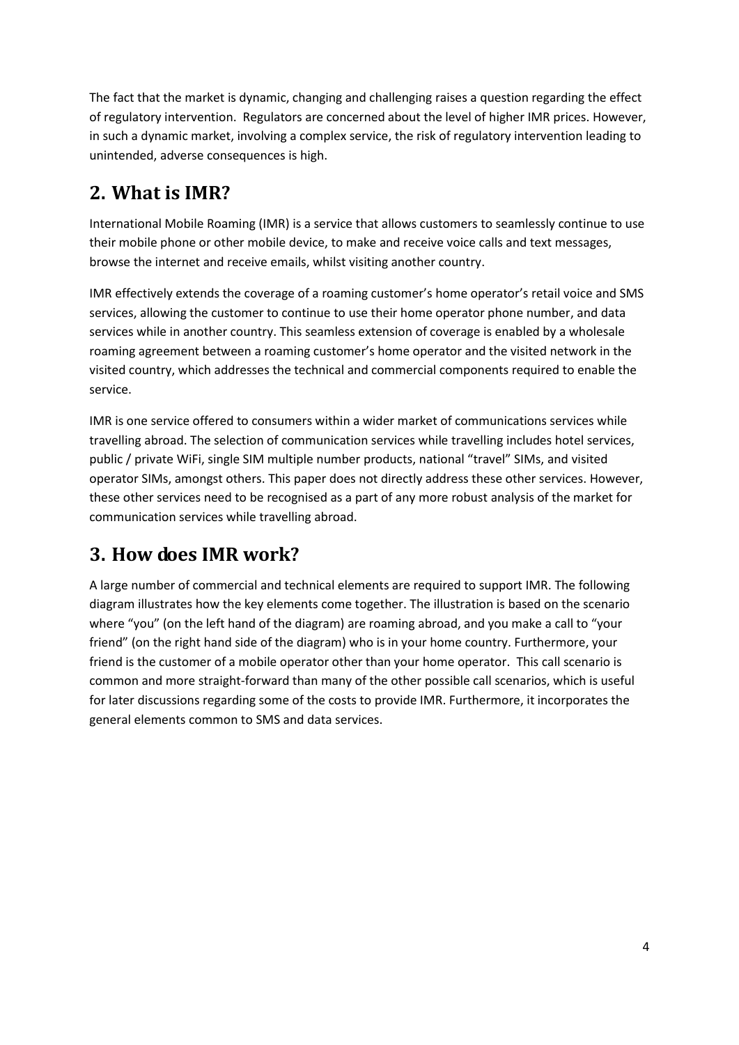The fact that the market is dynamic, changing and challenging raises a question regarding the effect of regulatory intervention. Regulators are concerned about the level of higher IMR prices. However, in such a dynamic market, involving a complex service, the risk of regulatory intervention leading to unintended, adverse consequences is high.

## 2. What is IMR?

International Mobile Roaming (IMR) is a service that allows customers to seamlessly continue to use their mobile phone or other mobile device, to make and receive voice calls and text messages, browse the internet and receive emails, whilst visiting another country.

IMR effectively extends the coverage of a roaming customer's home operator's retail voice and SMS services, allowing the customer to continue to use their home operator phone number, and data services while in another country. This seamless extension of coverage is enabled by a wholesale roaming agreement between a roaming customer's home operator and the visited network in the visited country, which addresses the technical and commercial components required to enable the service.

IMR is one service offered to consumers within a wider market of communications services while travelling abroad. The selection of communication services while travelling includes hotel services, public / private WiFi, single SIM multiple number products, national "travel" SIMs, and visited operator SIMs, amongst others. This paper does not directly address these other services. However, these other services need to be recognised as a part of any more robust analysis of the market for communication services while travelling abroad.

## 3. How does IMR work?

A large number of commercial and technical elements are required to support IMR. The following diagram illustrates how the key elements come together. The illustration is based on the scenario where "you" (on the left hand of the diagram) are roaming abroad, and you make a call to "your friend" (on the right hand side of the diagram) who is in your home country. Furthermore, your friend is the customer of a mobile operator other than your home operator. This call scenario is common and more straight-forward than many of the other possible call scenarios, which is useful for later discussions regarding some of the costs to provide IMR. Furthermore, it incorporates the general elements common to SMS and data services.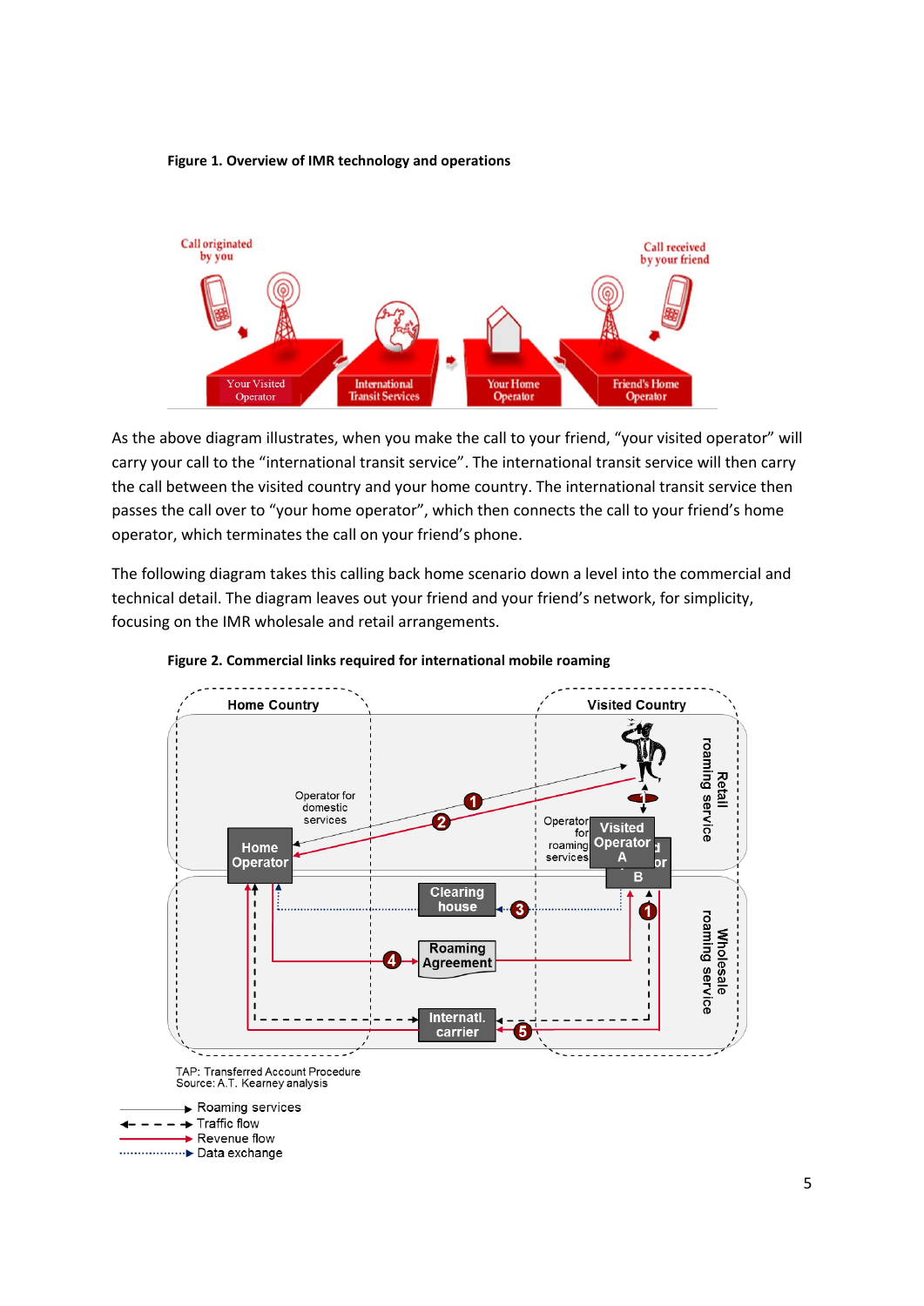**Figure 1. Overview of IMR technology and operations**

As the above diagram illustrates, when you make the call to your friend, "your visited operator" will carry your call to the "international transit service". The international transit service will then carry the call between the visited country and your home country. The international transit service then passes the call over to "your home operator", which then connects the call to your friend's home operator, which terminates the call on your friend's phone.

The following diagram takes this calling back home scenario down a level into the commercial and technical detail. The diagram leaves out your friend and your friend's network, for simplicity, focusing on the IMR wholesale and retail arrangements.

**Figure 2. Commercial links required for international mobile roaming**

TAP: Transferred Account Procedure
Source: A.T. Kearney analysis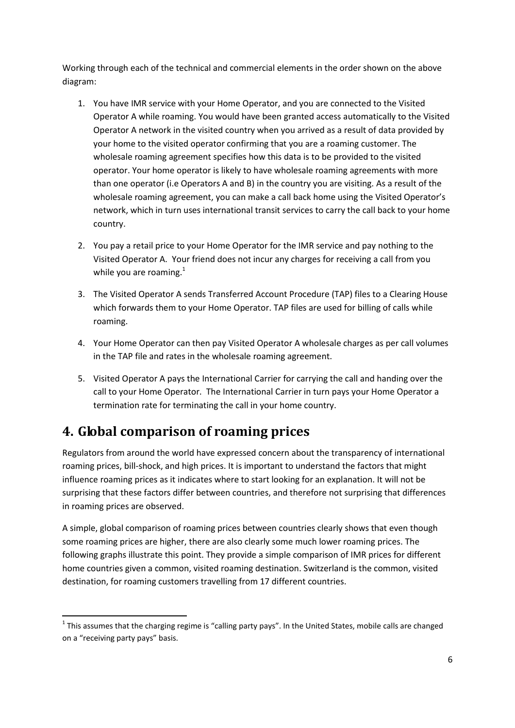Working through each of the technical and commercial elements in the order shown on the above diagram:

1. You have IMR service with your Home Operator, and you are connected to the Visited Operator A while roaming. You would have been granted access automatically to the Visited Operator A network in the visited country when you arrived as a result of data provided by your home to the visited operator confirming that you are a roaming customer. The wholesale roaming agreement specifies how this data is to be provided to the visited operator. Your home operator is likely to have wholesale roaming agreements with more than one operator (i.e Operators A and B) in the country you are visiting. As a result of the wholesale roaming agreement, you can make a call back home using the Visited Operator's network, which in turn uses international transit services to carry the call back to your home country.

2. You pay a retail price to your Home Operator for the IMR service and pay nothing to the Visited Operator A. Your friend does not incur any charges for receiving a call from you while you are roaming.[1]

3. The Visited Operator A sends Transferred Account Procedure (TAP) files to a Clearing House which forwards them to your Home Operator. TAP files are used for billing of calls while roaming.

4. Your Home Operator can then pay Visited Operator A wholesale charges as per call volumes in the TAP file and rates in the wholesale roaming agreement.

5. Visited Operator A pays the International Carrier for carrying the call and handing over the call to your Home Operator. The International Carrier in turn pays your Home Operator a termination rate for terminating the call in your home country.

# 4. Global comparison of roaming prices

Regulators from around the world have expressed concern about the transparency of international roaming prices, bill-shock, and high prices. It is important to understand the factors that might influence roaming prices as it indicates where to start looking for an explanation. It will not be surprising that these factors differ between countries, and therefore not surprising that differences in roaming prices are observed.

A simple, global comparison of roaming prices between countries clearly shows that even though some roaming prices are higher, there are also clearly some much lower roaming prices. The following graphs illustrate this point. They provide a simple comparison of IMR prices for different home countries given a common, visited roaming destination. Switzerland is the common, visited destination, for roaming customers travelling from 17 different countries.

---

[1] This assumes that the charging regime is "calling party pays". In the United States, mobile calls are changed on a "receiving party pays" basis.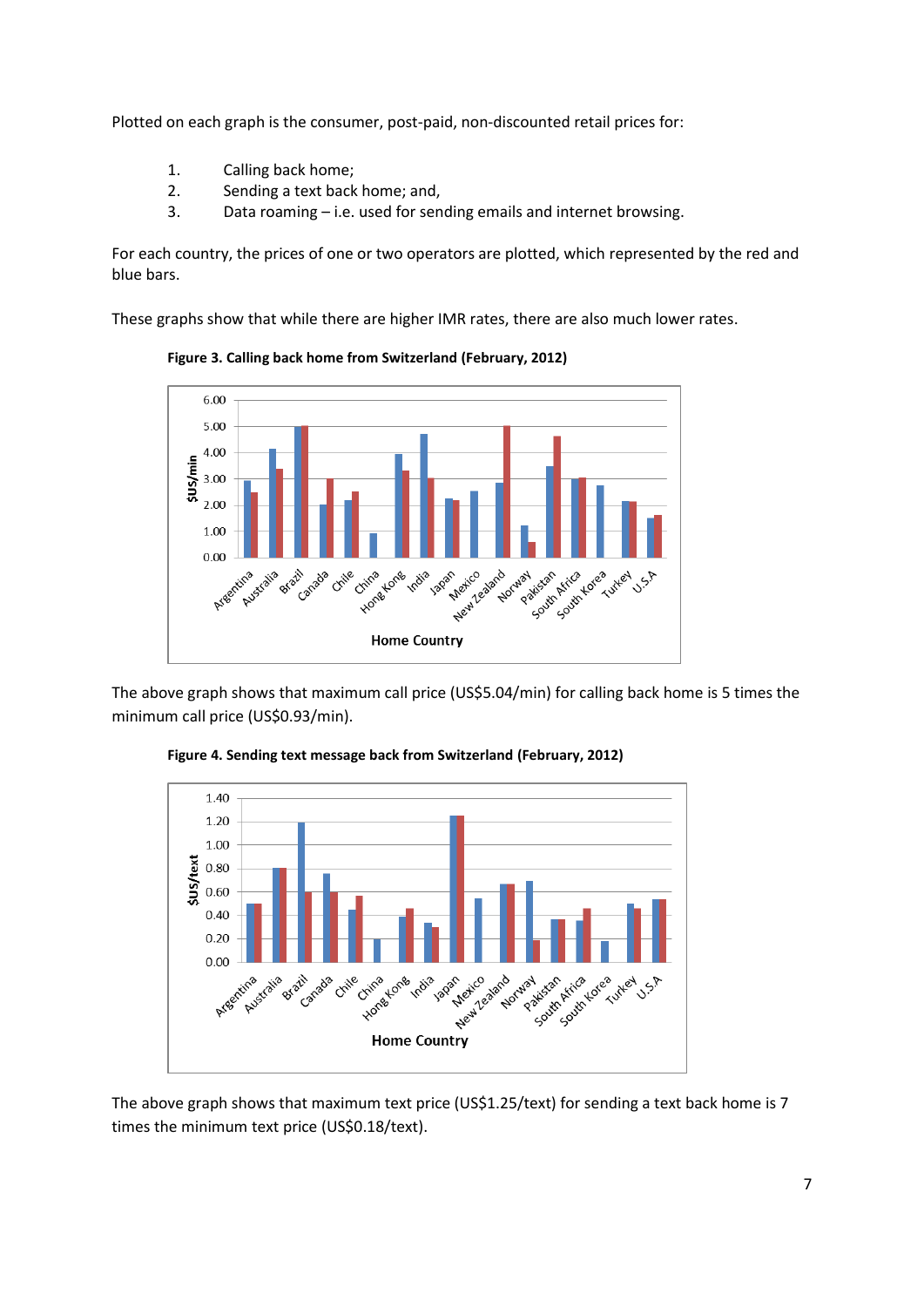Plotted on each graph is the consumer, post-paid, non-discounted retail prices for:

1. Calling back home;
2. Sending a text back home; and,
3. Data roaming – i.e. used for sending emails and internet browsing.

For each country, the prices of one or two operators are plotted, which represented by the red and blue bars.

These graphs show that while there are higher IMR rates, there are also much lower rates.

**Figure 3. Calling back home from Switzerland (February, 2012)**

The above graph shows that maximum call price (US$5.04/min) for calling back home is 5 times the minimum call price (US$0.93/min).

**Figure 4. Sending text message back from Switzerland (February, 2012)**

The above graph shows that maximum text price (US$1.25/text) for sending a text back home is 7 times the minimum text price (US$0.18/text).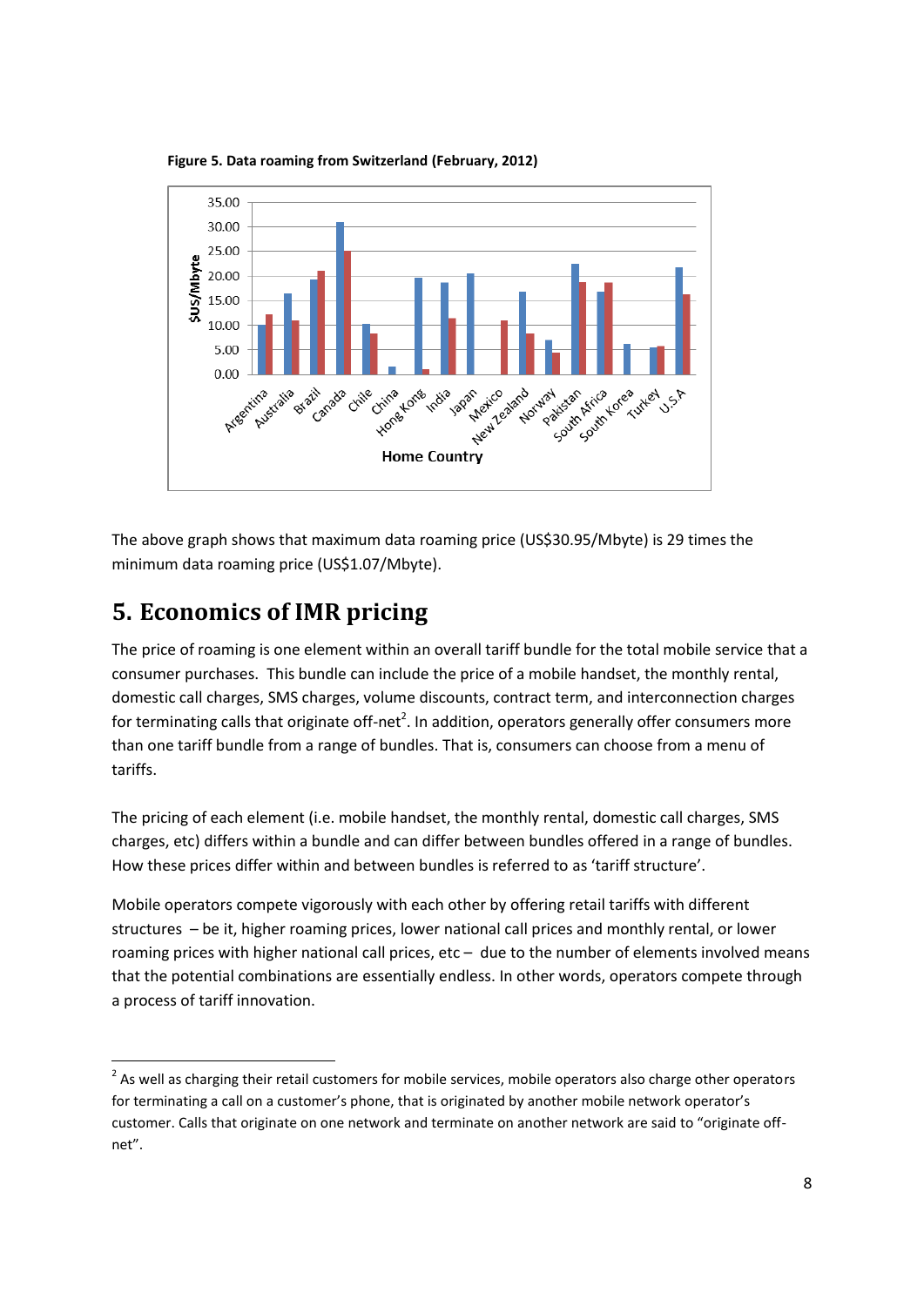**Figure 5. Data roaming from Switzerland (February, 2012)**

The above graph shows that maximum data roaming price (US$30.95/Mbyte) is 29 times the minimum data roaming price (US$1.07/Mbyte).

## 5. Economics of IMR pricing

The price of roaming is one element within an overall tariff bundle for the total mobile service that a consumer purchases. This bundle can include the price of a mobile handset, the monthly rental, domestic call charges, SMS charges, volume discounts, contract term, and interconnection charges for terminating calls that originate off-net[2]. In addition, operators generally offer consumers more than one tariff bundle from a range of bundles. That is, consumers can choose from a menu of tariffs.

The pricing of each element (i.e. mobile handset, the monthly rental, domestic call charges, SMS charges, etc) differs within a bundle and can differ between bundles offered in a range of bundles. How these prices differ within and between bundles is referred to as 'tariff structure'.

Mobile operators compete vigorously with each other by offering retail tariffs with different structures – be it, higher roaming prices, lower national call prices and monthly rental, or lower roaming prices with higher national call prices, etc – due to the number of elements involved means that the potential combinations are essentially endless. In other words, operators compete through a process of tariff innovation.

[2] As well as charging their retail customers for mobile services, mobile operators also charge other operators for terminating a call on a customer's phone, that is originated by another mobile network operator's customer. Calls that originate on one network and terminate on another network are said to "originate off-net".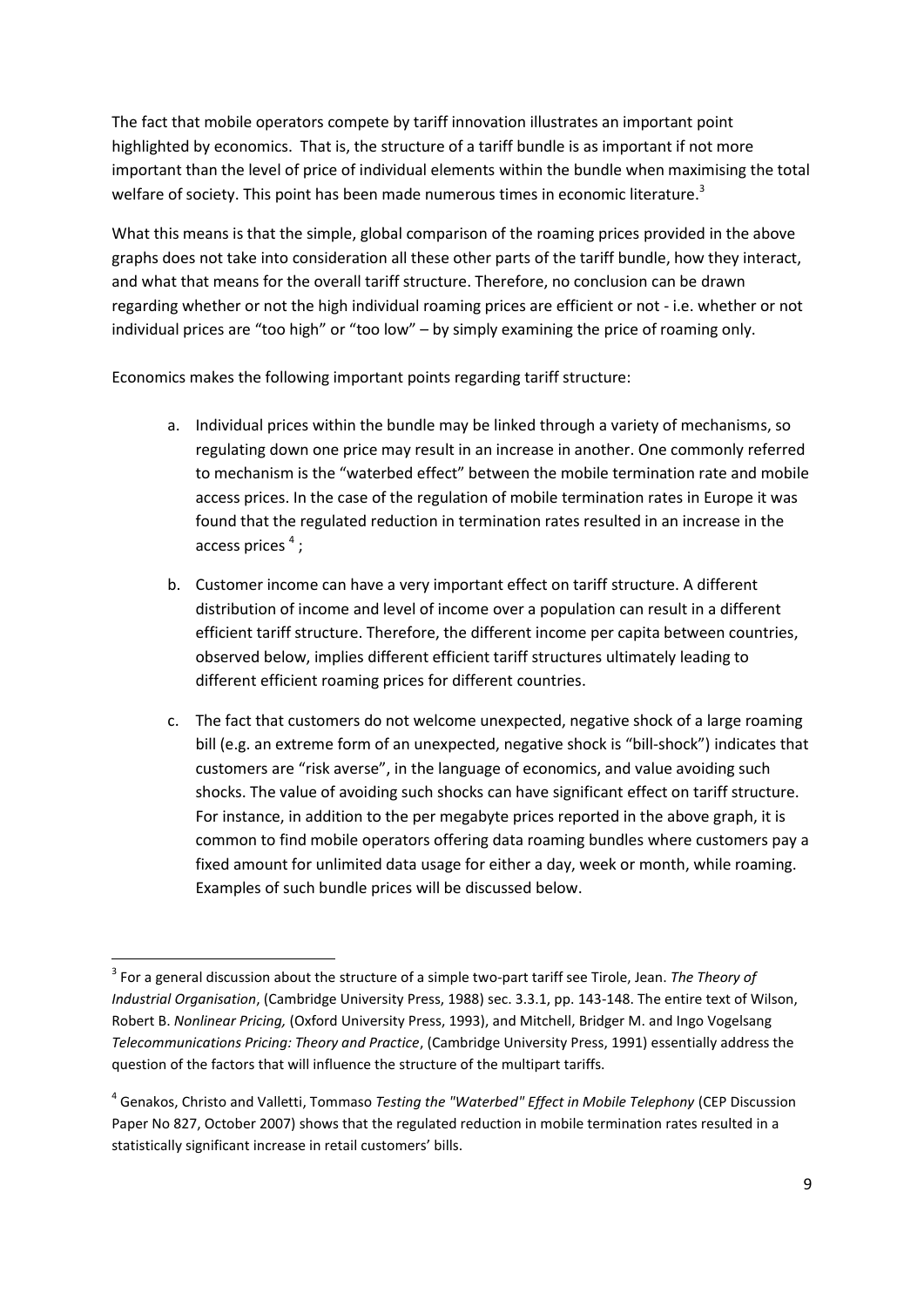The fact that mobile operators compete by tariff innovation illustrates an important point highlighted by economics. That is, the structure of a tariff bundle is as important if not more important than the level of price of individual elements within the bundle when maximising the total welfare of society. This point has been made numerous times in economic literature.[3]

What this means is that the simple, global comparison of the roaming prices provided in the above graphs does not take into consideration all these other parts of the tariff bundle, how they interact, and what that means for the overall tariff structure. Therefore, no conclusion can be drawn regarding whether or not the high individual roaming prices are efficient or not - i.e. whether or not individual prices are "too high" or "too low" – by simply examining the price of roaming only.

Economics makes the following important points regarding tariff structure:

a. Individual prices within the bundle may be linked through a variety of mechanisms, so regulating down one price may result in an increase in another. One commonly referred to mechanism is the "waterbed effect" between the mobile termination rate and mobile access prices. In the case of the regulation of mobile termination rates in Europe it was found that the regulated reduction in termination rates resulted in an increase in the access prices [4];

b. Customer income can have a very important effect on tariff structure. A different distribution of income and level of income over a population can result in a different efficient tariff structure. Therefore, the different income per capita between countries, observed below, implies different efficient tariff structures ultimately leading to different efficient roaming prices for different countries.

c. The fact that customers do not welcome unexpected, negative shock of a large roaming bill (e.g. an extreme form of an unexpected, negative shock is "bill-shock") indicates that customers are "risk averse", in the language of economics, and value avoiding such shocks. The value of avoiding such shocks can have significant effect on tariff structure. For instance, in addition to the per megabyte prices reported in the above graph, it is common to find mobile operators offering data roaming bundles where customers pay a fixed amount for unlimited data usage for either a day, week or month, while roaming. Examples of such bundle prices will be discussed below.

---

[3] For a general discussion about the structure of a simple two-part tariff see Tirole, Jean. *The Theory of Industrial Organisation*, (Cambridge University Press, 1988) sec. 3.3.1, pp. 143-148. The entire text of Wilson, Robert B. *Nonlinear Pricing,* (Oxford University Press, 1993), and Mitchell, Bridger M. and Ingo Vogelsang *Telecommunications Pricing: Theory and Practice*, (Cambridge University Press, 1991) essentially address the question of the factors that will influence the structure of the multipart tariffs.

[4] Genakos, Christo and Valletti, Tommaso *Testing the "Waterbed" Effect in Mobile Telephony* (CEP Discussion Paper No 827, October 2007) shows that the regulated reduction in mobile termination rates resulted in a statistically significant increase in retail customers' bills.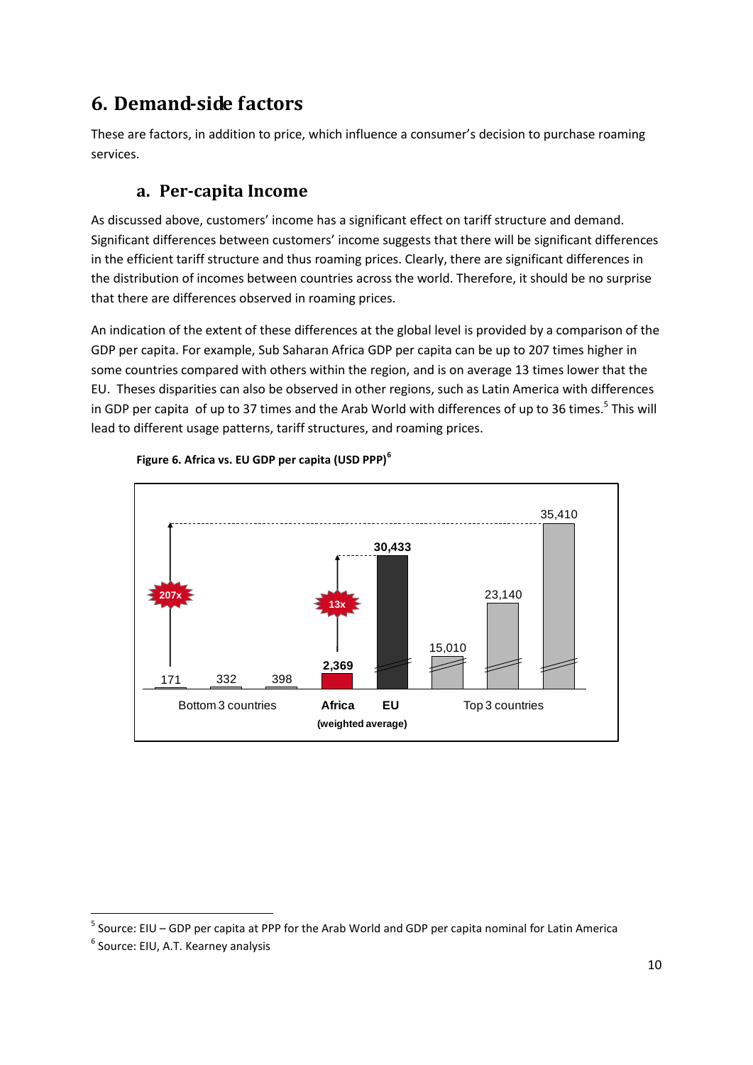# 6. Demand-side factors

These are factors, in addition to price, which influence a consumer's decision to purchase roaming services.

## a. Per-capita Income

As discussed above, customers' income has a significant effect on tariff structure and demand. Significant differences between customers' income suggests that there will be significant differences in the efficient tariff structure and thus roaming prices. Clearly, there are significant differences in the distribution of incomes between countries across the world. Therefore, it should be no surprise that there are differences observed in roaming prices.

An indication of the extent of these differences at the global level is provided by a comparison of the GDP per capita. For example, Sub Saharan Africa GDP per capita can be up to 207 times higher in some countries compared with others within the region, and is on average 13 times lower that the EU. Theses disparities can also be observed in other regions, such as Latin America with differences in GDP per capita of up to 37 times and the Arab World with differences of up to 36 times.[5] This will lead to different usage patterns, tariff structures, and roaming prices.

**Figure 6. Africa vs. EU GDP per capita (USD PPP)[6]**

| | Bottom 3 countries | | | Africa (weighted average) | EU (weighted average) | Top 3 countries | | |
|---|---|---|---|---|---|---|---|---|
| GDP per capita | 171 | 332 | 398 | 2,369 | 30,433 | 15,010 | 23,140 | 35,410 |

207x (highest vs. lowest country); 13x (EU vs. Africa)

[5] Source: EIU – GDP per capita at PPP for the Arab World and GDP per capita nominal for Latin America

[6] Source: EIU, A.T. Kearney analysis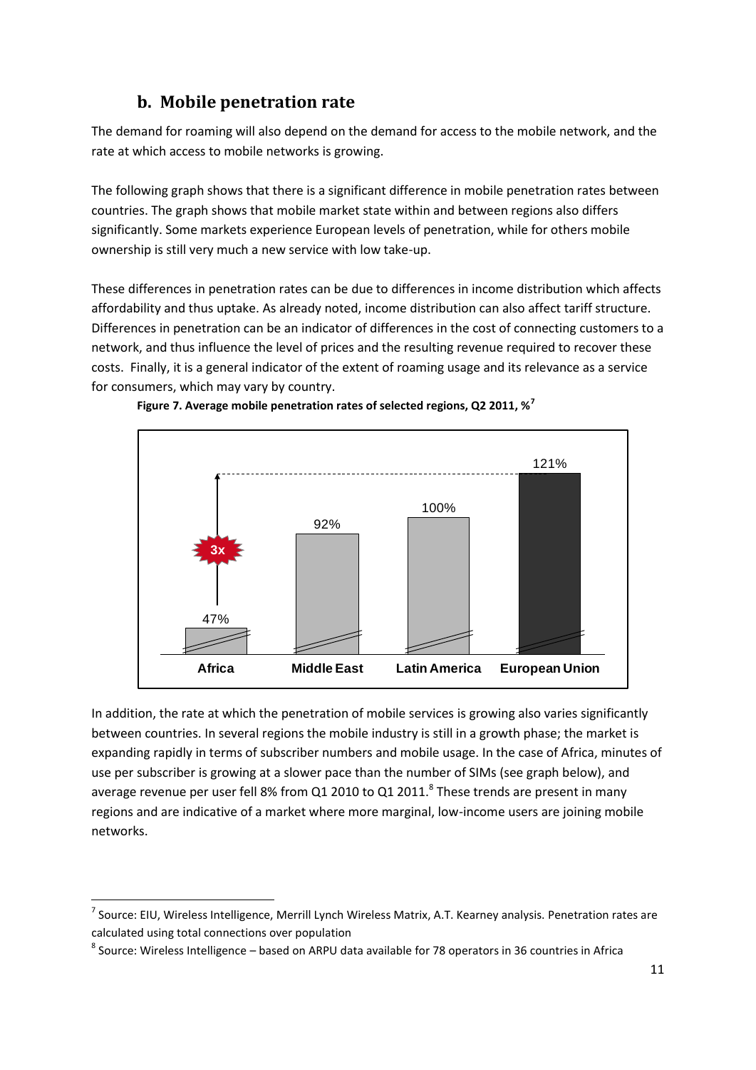## b. Mobile penetration rate

The demand for roaming will also depend on the demand for access to the mobile network, and the rate at which access to mobile networks is growing.

The following graph shows that there is a significant difference in mobile penetration rates between countries. The graph shows that mobile market state within and between regions also differs significantly. Some markets experience European levels of penetration, while for others mobile ownership is still very much a new service with low take-up.

These differences in penetration rates can be due to differences in income distribution which affects affordability and thus uptake. As already noted, income distribution can also affect tariff structure. Differences in penetration can be an indicator of differences in the cost of connecting customers to a network, and thus influence the level of prices and the resulting revenue required to recover these costs. Finally, it is a general indicator of the extent of roaming usage and its relevance as a service for consumers, which may vary by country.

**Figure 7. Average mobile penetration rates of selected regions, Q2 2011, %[7]**

| Region | Penetration rate |
|---|---|
| Africa | 47% |
| Middle East | 92% |
| Latin America | 100% |
| European Union | 121% |

3x

In addition, the rate at which the penetration of mobile services is growing also varies significantly between countries. In several regions the mobile industry is still in a growth phase; the market is expanding rapidly in terms of subscriber numbers and mobile usage. In the case of Africa, minutes of use per subscriber is growing at a slower pace than the number of SIMs (see graph below), and average revenue per user fell 8% from Q1 2010 to Q1 2011.[8] These trends are present in many regions and are indicative of a market where more marginal, low-income users are joining mobile networks.

[7] Source: EIU, Wireless Intelligence, Merrill Lynch Wireless Matrix, A.T. Kearney analysis. Penetration rates are calculated using total connections over population

[8] Source: Wireless Intelligence – based on ARPU data available for 78 operators in 36 countries in Africa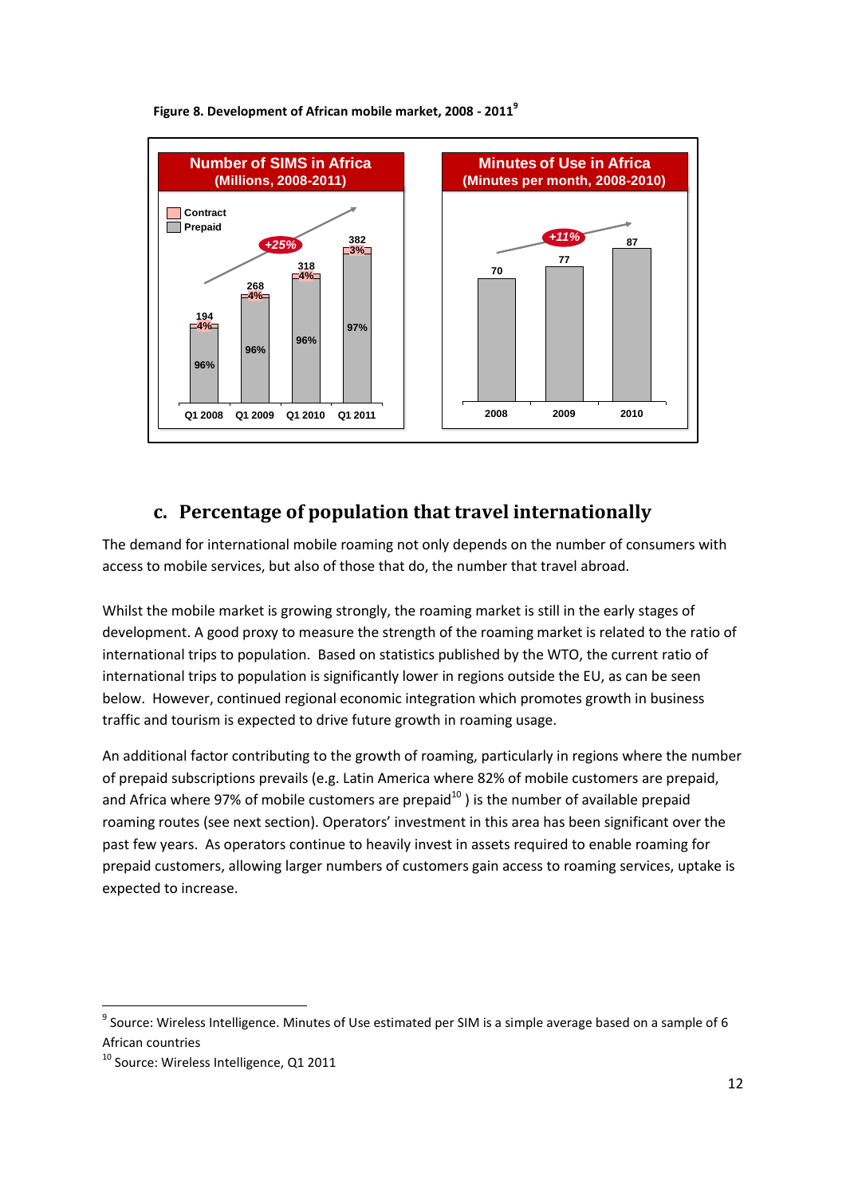**Figure 8. Development of African mobile market, 2008 - 2011**[9]

## c. Percentage of population that travel internationally

The demand for international mobile roaming not only depends on the number of consumers with access to mobile services, but also of those that do, the number that travel abroad.

Whilst the mobile market is growing strongly, the roaming market is still in the early stages of development. A good proxy to measure the strength of the roaming market is related to the ratio of international trips to population. Based on statistics published by the WTO, the current ratio of international trips to population is significantly lower in regions outside the EU, as can be seen below. However, continued regional economic integration which promotes growth in business traffic and tourism is expected to drive future growth in roaming usage.

An additional factor contributing to the growth of roaming, particularly in regions where the number of prepaid subscriptions prevails (e.g. Latin America where 82% of mobile customers are prepaid, and Africa where 97% of mobile customers are prepaid[10] ) is the number of available prepaid roaming routes (see next section). Operators' investment in this area has been significant over the past few years. As operators continue to heavily invest in assets required to enable roaming for prepaid customers, allowing larger numbers of customers gain access to roaming services, uptake is expected to increase.

[9] Source: Wireless Intelligence. Minutes of Use estimated per SIM is a simple average based on a sample of 6 African countries

[10] Source: Wireless Intelligence, Q1 2011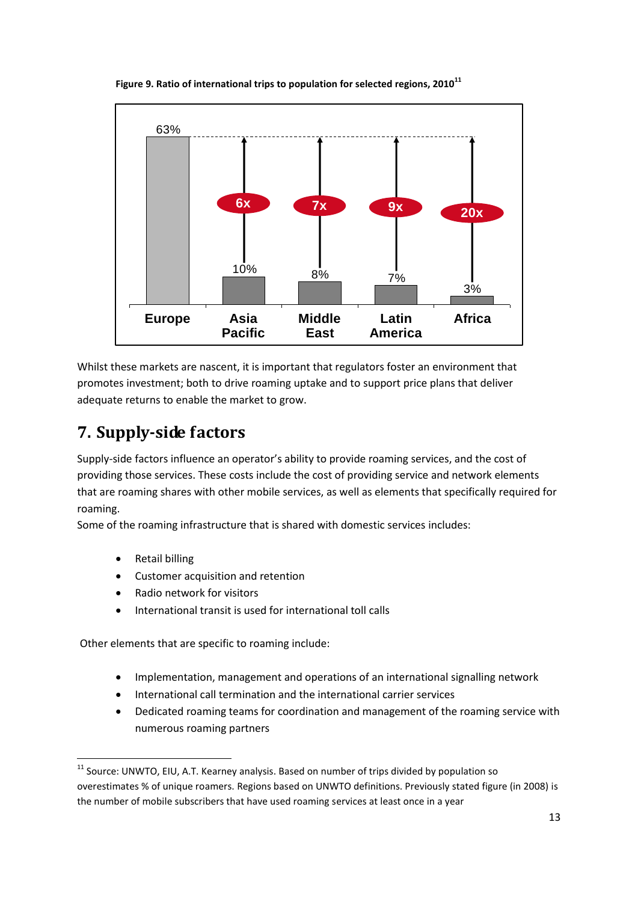**Figure 9. Ratio of international trips to population for selected regions, 2010**[11]

| Region | Ratio | Multiple vs. Europe |
|---|---|---|
| Europe | 63% | |
| Asia Pacific | 10% | 6x |
| Middle East | 8% | 7x |
| Latin America | 7% | 9x |
| Africa | 3% | 20x |

Whilst these markets are nascent, it is important that regulators foster an environment that promotes investment; both to drive roaming uptake and to support price plans that deliver adequate returns to enable the market to grow.

# 7. Supply-side factors

Supply-side factors influence an operator's ability to provide roaming services, and the cost of providing those services. These costs include the cost of providing service and network elements that are roaming shares with other mobile services, as well as elements that specifically required for roaming.

Some of the roaming infrastructure that is shared with domestic services includes:

- Retail billing
- Customer acquisition and retention
- Radio network for visitors
- International transit is used for international toll calls

Other elements that are specific to roaming include:

- Implementation, management and operations of an international signalling network
- International call termination and the international carrier services
- Dedicated roaming teams for coordination and management of the roaming service with numerous roaming partners

[11] Source: UNWTO, EIU, A.T. Kearney analysis. Based on number of trips divided by population so overestimates % of unique roamers. Regions based on UNWTO definitions. Previously stated figure (in 2008) is the number of mobile subscribers that have used roaming services at least once in a year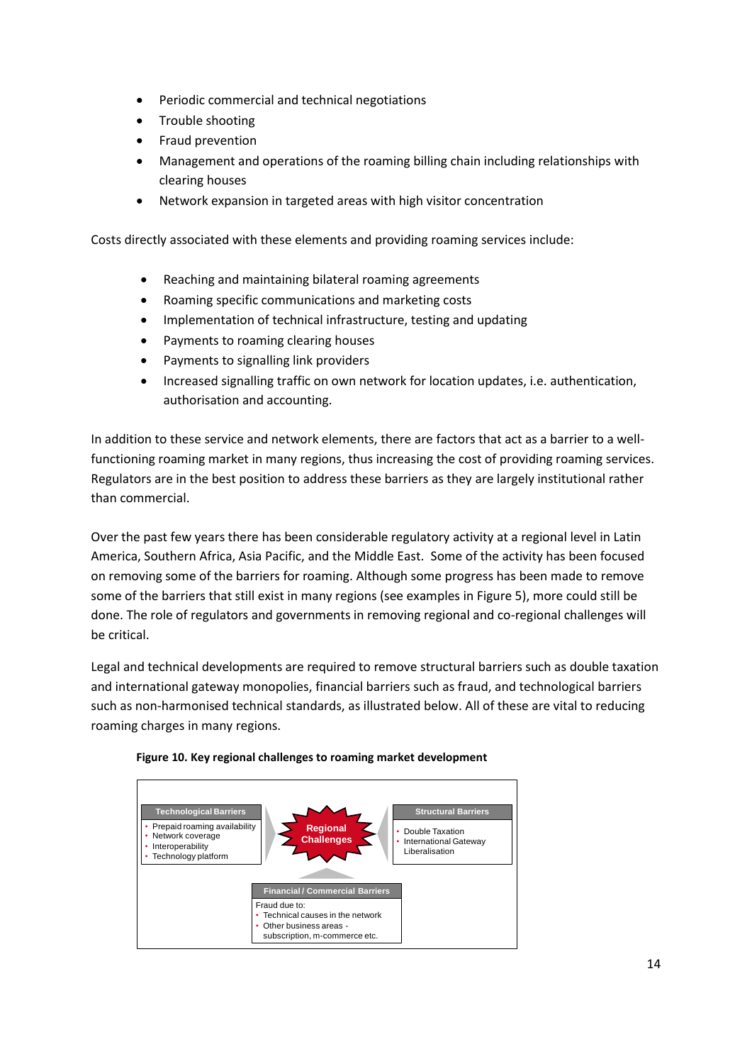- Periodic commercial and technical negotiations
- Trouble shooting
- Fraud prevention
- Management and operations of the roaming billing chain including relationships with clearing houses
- Network expansion in targeted areas with high visitor concentration

Costs directly associated with these elements and providing roaming services include:

- Reaching and maintaining bilateral roaming agreements
- Roaming specific communications and marketing costs
- Implementation of technical infrastructure, testing and updating
- Payments to roaming clearing houses
- Payments to signalling link providers
- Increased signalling traffic on own network for location updates, i.e. authentication, authorisation and accounting.

In addition to these service and network elements, there are factors that act as a barrier to a well-functioning roaming market in many regions, thus increasing the cost of providing roaming services. Regulators are in the best position to address these barriers as they are largely institutional rather than commercial.

Over the past few years there has been considerable regulatory activity at a regional level in Latin America, Southern Africa, Asia Pacific, and the Middle East. Some of the activity has been focused on removing some of the barriers for roaming. Although some progress has been made to remove some of the barriers that still exist in many regions (see examples in Figure 5), more could still be done. The role of regulators and governments in removing regional and co-regional challenges will be critical.

Legal and technical developments are required to remove structural barriers such as double taxation and international gateway monopolies, financial barriers such as fraud, and technological barriers such as non-harmonised technical standards, as illustrated below. All of these are vital to reducing roaming charges in many regions.

**Figure 10. Key regional challenges to roaming market development**

**Regional Challenges**

**Technological Barriers**
- Prepaid roaming availability
- Network coverage
- Interoperability
- Technology platform

**Structural Barriers**
- Double Taxation
- International Gateway Liberalisation

**Financial / Commercial Barriers**

Fraud due to:
- Technical causes in the network
- Other business areas - subscription, m-commerce etc.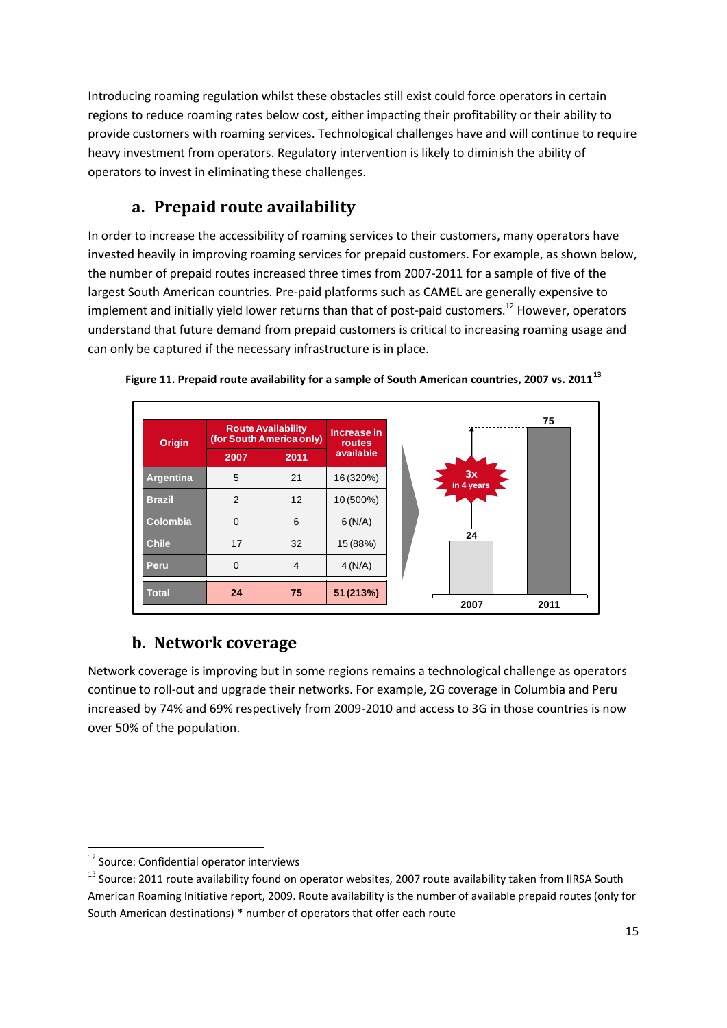Introducing roaming regulation whilst these obstacles still exist could force operators in certain regions to reduce roaming rates below cost, either impacting their profitability or their ability to provide customers with roaming services. Technological challenges have and will continue to require heavy investment from operators. Regulatory intervention is likely to diminish the ability of operators to invest in eliminating these challenges.

## a. Prepaid route availability

In order to increase the accessibility of roaming services to their customers, many operators have invested heavily in improving roaming services for prepaid customers. For example, as shown below, the number of prepaid routes increased three times from 2007-2011 for a sample of five of the largest South American countries. Pre-paid platforms such as CAMEL are generally expensive to implement and initially yield lower returns than that of post-paid customers.[12] However, operators understand that future demand from prepaid customers is critical to increasing roaming usage and can only be captured if the necessary infrastructure is in place.

**Figure 11. Prepaid route availability for a sample of South American countries, 2007 vs. 2011**[13]

| Origin | Route Availability (for South America only) | | Increase in routes available |
|---|---|---|---|
| | 2007 | 2011 | |
| Argentina | 5 | 21 | 16 (320%) |
| Brazil | 2 | 12 | 10 (500%) |
| Colombia | 0 | 6 | 6 (N/A) |
| Chile | 17 | 32 | 15 (88%) |
| Peru | 0 | 4 | 4 (N/A) |
| Total | 24 | 75 | 51 (213%) |

| | 2007 | 2011 |
|---|---|---|
| Total routes | 24 | 75 |

3x in 4 years

## b. Network coverage

Network coverage is improving but in some regions remains a technological challenge as operators continue to roll-out and upgrade their networks. For example, 2G coverage in Columbia and Peru increased by 74% and 69% respectively from 2009-2010 and access to 3G in those countries is now over 50% of the population.

---

[12] Source: Confidential operator interviews

[13] Source: 2011 route availability found on operator websites, 2007 route availability taken from IIRSA South American Roaming Initiative report, 2009. Route availability is the number of available prepaid routes (only for South American destinations) * number of operators that offer each route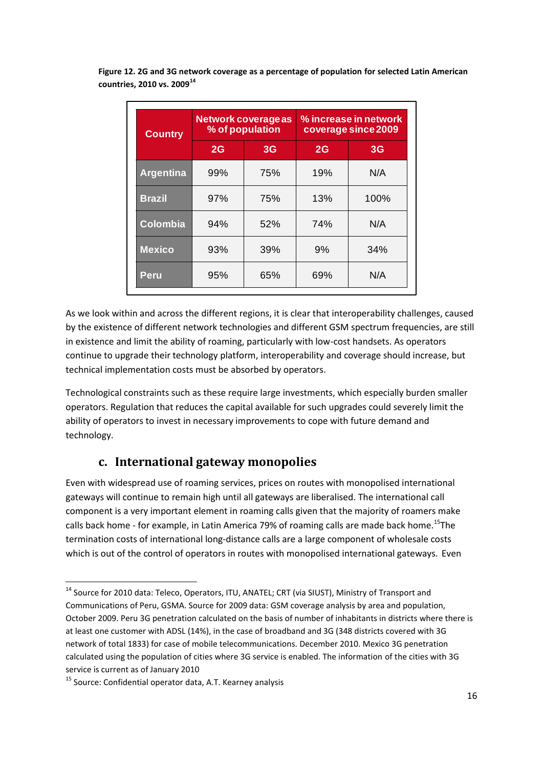**Figure 12. 2G and 3G network coverage as a percentage of population for selected Latin American countries, 2010 vs. 2009**[14]

| Country | Network coverage as % of population | | % increase in network coverage since 2009 | |
|---|---|---|---|---|
| | 2G | 3G | 2G | 3G |
| Argentina | 99% | 75% | 19% | N/A |
| Brazil | 97% | 75% | 13% | 100% |
| Colombia | 94% | 52% | 74% | N/A |
| Mexico | 93% | 39% | 9% | 34% |
| Peru | 95% | 65% | 69% | N/A |

As we look within and across the different regions, it is clear that interoperability challenges, caused by the existence of different network technologies and different GSM spectrum frequencies, are still in existence and limit the ability of roaming, particularly with low-cost handsets. As operators continue to upgrade their technology platform, interoperability and coverage should increase, but technical implementation costs must be absorbed by operators.

Technological constraints such as these require large investments, which especially burden smaller operators. Regulation that reduces the capital available for such upgrades could severely limit the ability of operators to invest in necessary improvements to cope with future demand and technology.

## c. International gateway monopolies

Even with widespread use of roaming services, prices on routes with monopolised international gateways will continue to remain high until all gateways are liberalised. The international call component is a very important element in roaming calls given that the majority of roamers make calls back home - for example, in Latin America 79% of roaming calls are made back home.[15] The termination costs of international long-distance calls are a large component of wholesale costs which is out of the control of operators in routes with monopolised international gateways. Even

---

[14] Source for 2010 data: Teleco, Operators, ITU, ANATEL; CRT (via SIUST), Ministry of Transport and Communications of Peru, GSMA. Source for 2009 data: GSM coverage analysis by area and population, October 2009. Peru 3G penetration calculated on the basis of number of inhabitants in districts where there is at least one customer with ADSL (14%), in the case of broadband and 3G (348 districts covered with 3G network of total 1833) for case of mobile telecommunications. December 2010. Mexico 3G penetration calculated using the population of cities where 3G service is enabled. The information of the cities with 3G service is current as of January 2010

[15] Source: Confidential operator data, A.T. Kearney analysis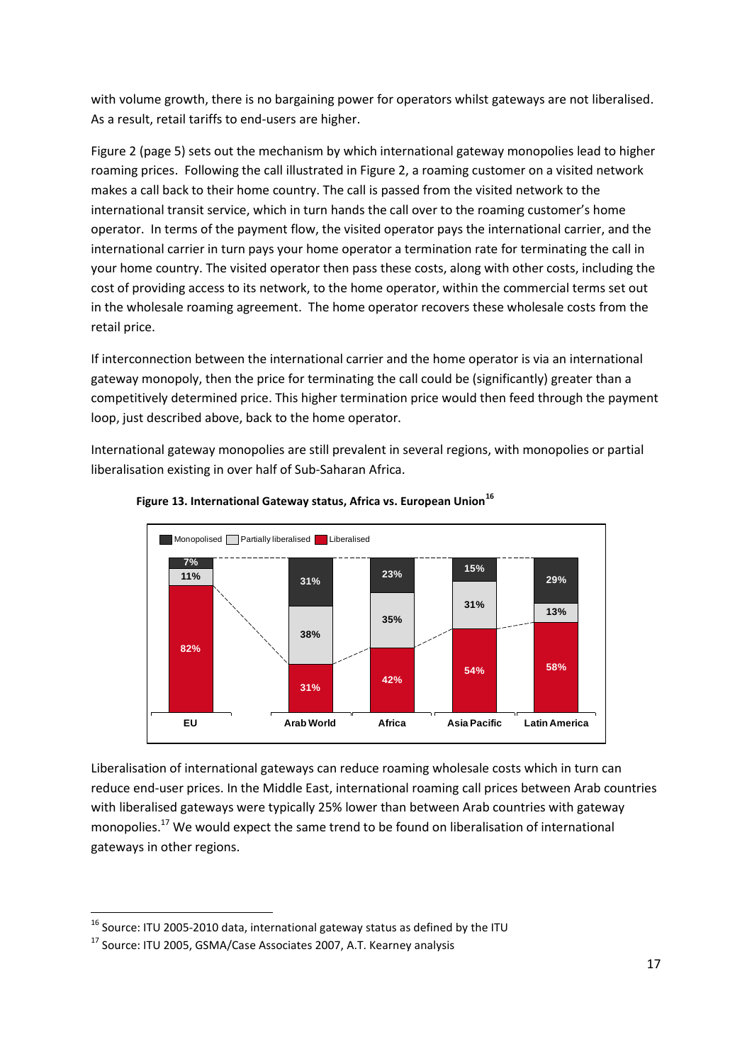with volume growth, there is no bargaining power for operators whilst gateways are not liberalised. As a result, retail tariffs to end-users are higher.

Figure 2 (page 5) sets out the mechanism by which international gateway monopolies lead to higher roaming prices. Following the call illustrated in Figure 2, a roaming customer on a visited network makes a call back to their home country. The call is passed from the visited network to the international transit service, which in turn hands the call over to the roaming customer's home operator. In terms of the payment flow, the visited operator pays the international carrier, and the international carrier in turn pays your home operator a termination rate for terminating the call in your home country. The visited operator then pass these costs, along with other costs, including the cost of providing access to its network, to the home operator, within the commercial terms set out in the wholesale roaming agreement. The home operator recovers these wholesale costs from the retail price.

If interconnection between the international carrier and the home operator is via an international gateway monopoly, then the price for terminating the call could be (significantly) greater than a competitively determined price. This higher termination price would then feed through the payment loop, just described above, back to the home operator.

International gateway monopolies are still prevalent in several regions, with monopolies or partial liberalisation existing in over half of Sub-Saharan Africa.

**Figure 13. International Gateway status, Africa vs. European Union**[16]

| | EU | Arab World | Africa | Asia Pacific | Latin America |
|---|---|---|---|---|---|
| Monopolised | 7% | 31% | 23% | 15% | 29% |
| Partially liberalised | 11% | 38% | 35% | 31% | 13% |
| Liberalised | 82% | 31% | 42% | 54% | 58% |

Liberalisation of international gateways can reduce roaming wholesale costs which in turn can reduce end-user prices. In the Middle East, international roaming call prices between Arab countries with liberalised gateways were typically 25% lower than between Arab countries with gateway monopolies.[17] We would expect the same trend to be found on liberalisation of international gateways in other regions.

[16] Source: ITU 2005-2010 data, international gateway status as defined by the ITU

[17] Source: ITU 2005, GSMA/Case Associates 2007, A.T. Kearney analysis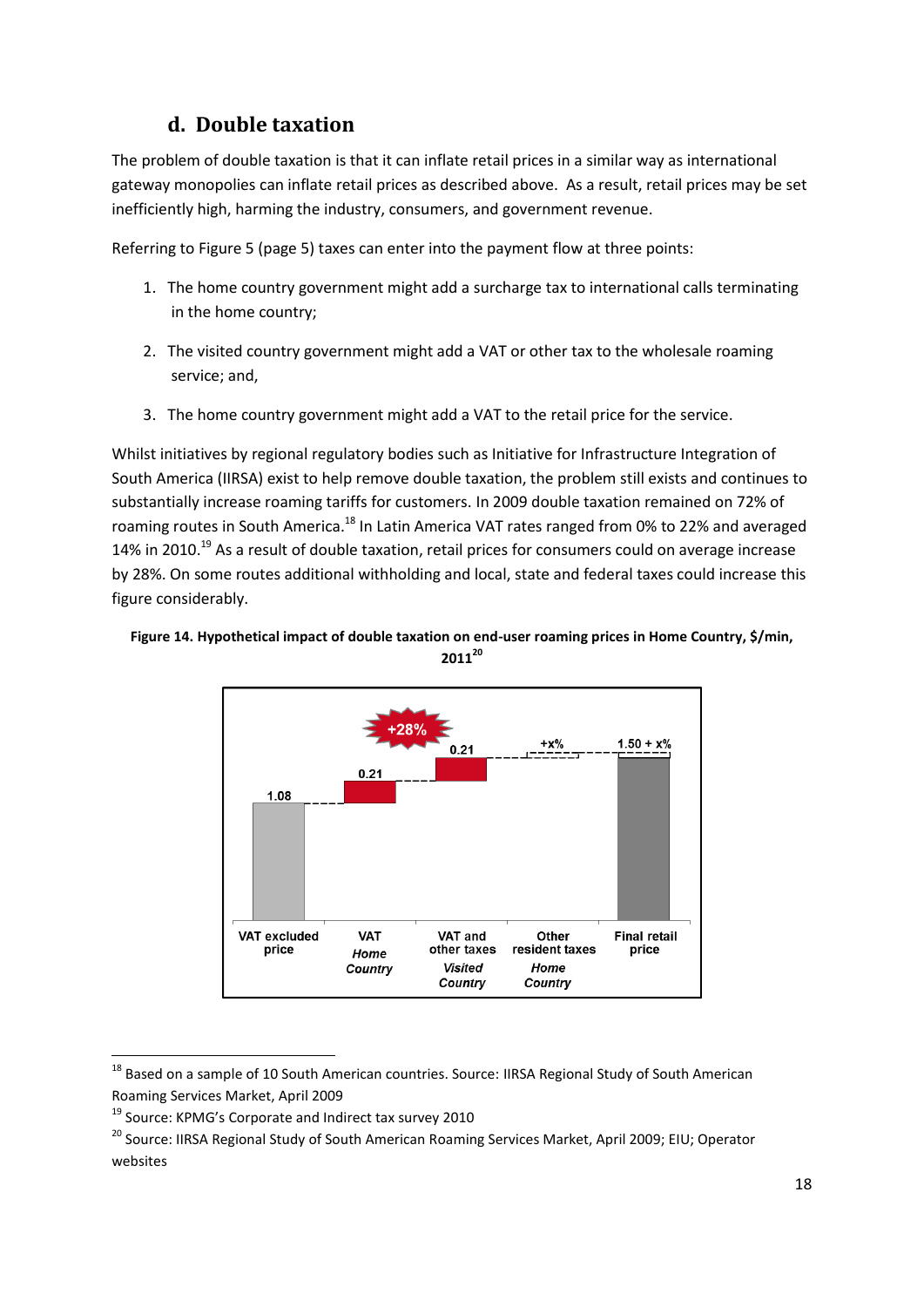## d. Double taxation

The problem of double taxation is that it can inflate retail prices in a similar way as international gateway monopolies can inflate retail prices as described above. As a result, retail prices may be set inefficiently high, harming the industry, consumers, and government revenue.

Referring to Figure 5 (page 5) taxes can enter into the payment flow at three points:

1. The home country government might add a surcharge tax to international calls terminating in the home country;
2. The visited country government might add a VAT or other tax to the wholesale roaming service; and,
3. The home country government might add a VAT to the retail price for the service.

Whilst initiatives by regional regulatory bodies such as Initiative for Infrastructure Integration of South America (IIRSA) exist to help remove double taxation, the problem still exists and continues to substantially increase roaming tariffs for customers. In 2009 double taxation remained on 72% of roaming routes in South America.[18] In Latin America VAT rates ranged from 0% to 22% and averaged 14% in 2010.[19] As a result of double taxation, retail prices for consumers could on average increase by 28%. On some routes additional withholding and local, state and federal taxes could increase this figure considerably.

**Figure 14. Hypothetical impact of double taxation on end-user roaming prices in Home Country, $/min, 2011[20]**

| VAT excluded price | VAT *Home Country* | VAT and other taxes *Visited Country* | Other resident taxes *Home Country* | Final retail price |
|---|---|---|---|---|
| 1.08 | 0.21 | 0.21 | +x% | 1.50 + x% |

+28%

---

[18] Based on a sample of 10 South American countries. Source: IIRSA Regional Study of South American Roaming Services Market, April 2009

[19] Source: KPMG's Corporate and Indirect tax survey 2010

[20] Source: IIRSA Regional Study of South American Roaming Services Market, April 2009; EIU; Operator websites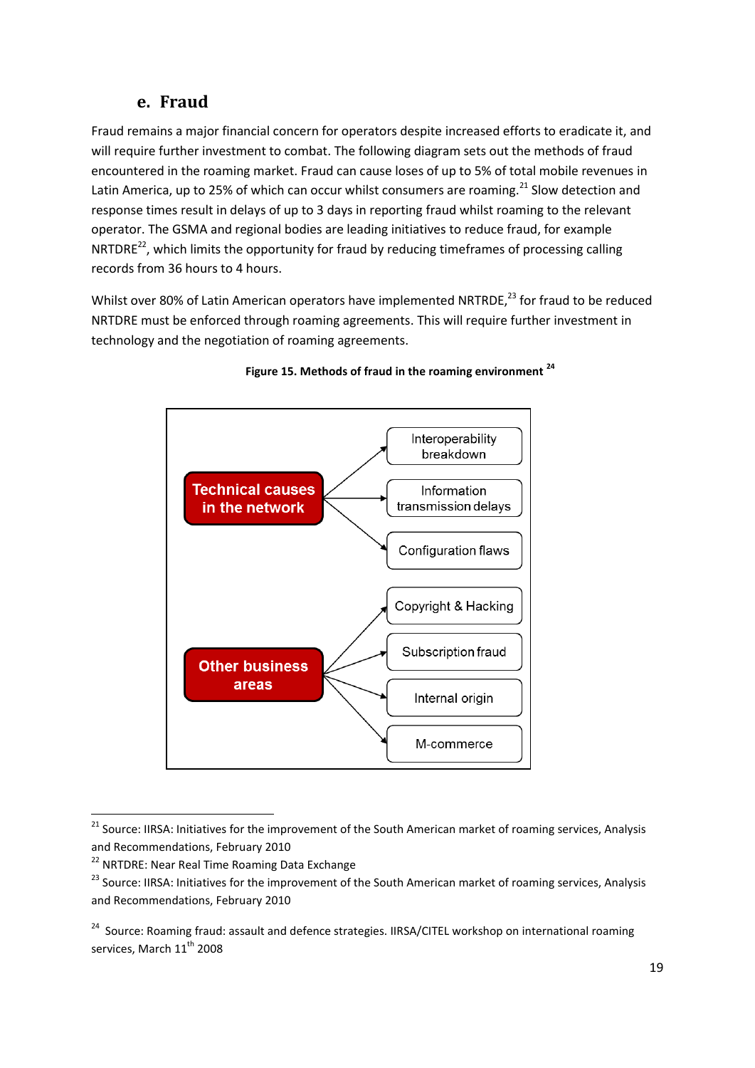### e. Fraud

Fraud remains a major financial concern for operators despite increased efforts to eradicate it, and will require further investment to combat. The following diagram sets out the methods of fraud encountered in the roaming market. Fraud can cause loses of up to 5% of total mobile revenues in Latin America, up to 25% of which can occur whilst consumers are roaming.[21] Slow detection and response times result in delays of up to 3 days in reporting fraud whilst roaming to the relevant operator. The GSMA and regional bodies are leading initiatives to reduce fraud, for example NRTDRE[22], which limits the opportunity for fraud by reducing timeframes of processing calling records from 36 hours to 4 hours.

Whilst over 80% of Latin American operators have implemented NRTRDE,[23] for fraud to be reduced NRTDRE must be enforced through roaming agreements. This will require further investment in technology and the negotiation of roaming agreements.

**Figure 15. Methods of fraud in the roaming environment [24]**

- **Technical causes in the network**
  - Interoperability breakdown
  - Information transmission delays
  - Configuration flaws
- **Other business areas**
  - Copyright & Hacking
  - Subscription fraud
  - Internal origin
  - M-commerce

---

[21] Source: IIRSA: Initiatives for the improvement of the South American market of roaming services, Analysis and Recommendations, February 2010

[22] NRTDRE: Near Real Time Roaming Data Exchange

[23] Source: IIRSA: Initiatives for the improvement of the South American market of roaming services, Analysis and Recommendations, February 2010

[24] Source: Roaming fraud: assault and defence strategies. IIRSA/CITEL workshop on international roaming services, March 11th 2008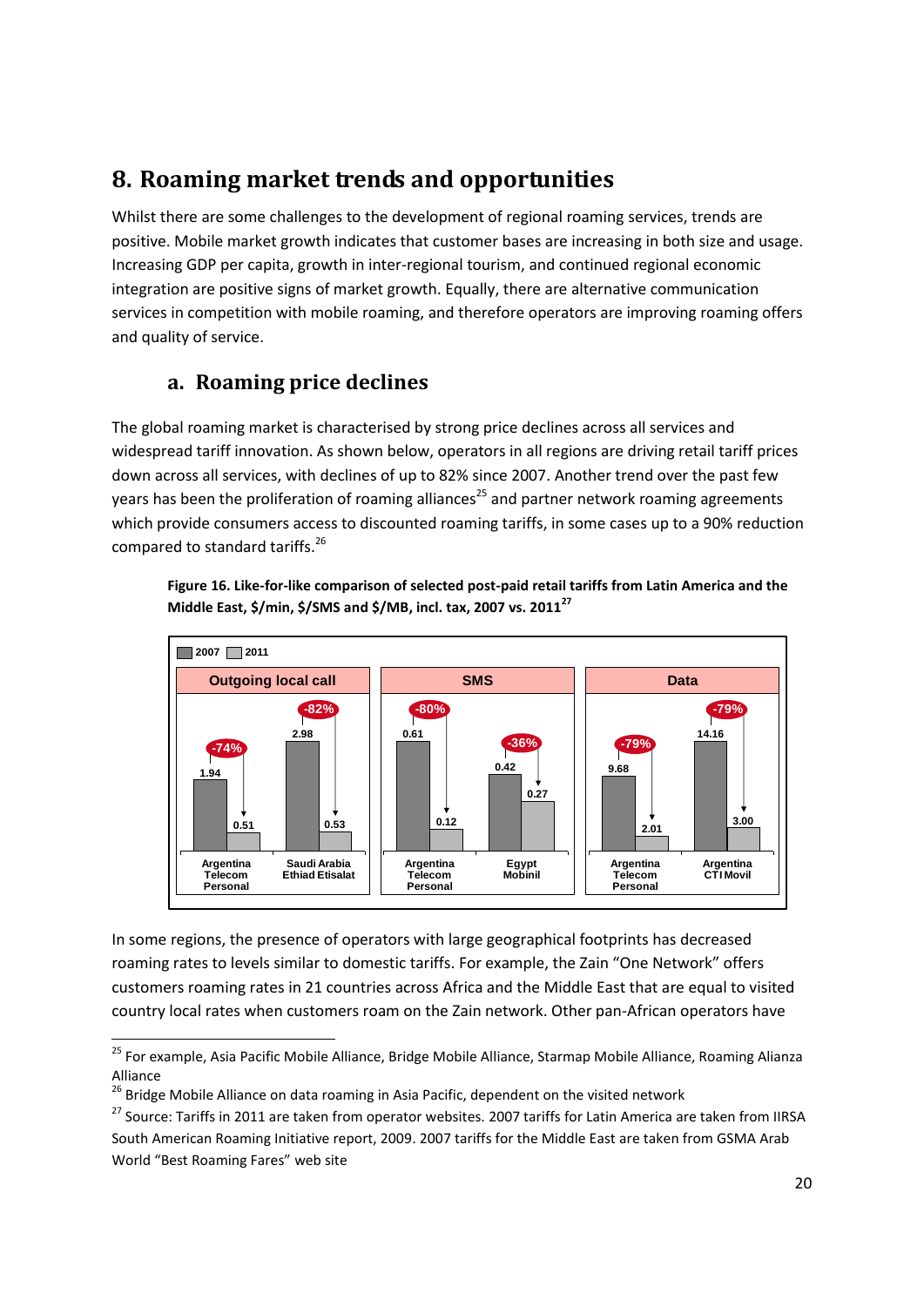# 8. Roaming market trends and opportunities

Whilst there are some challenges to the development of regional roaming services, trends are positive. Mobile market growth indicates that customer bases are increasing in both size and usage. Increasing GDP per capita, growth in inter-regional tourism, and continued regional economic integration are positive signs of market growth. Equally, there are alternative communication services in competition with mobile roaming, and therefore operators are improving roaming offers and quality of service.

## a. Roaming price declines

The global roaming market is characterised by strong price declines across all services and widespread tariff innovation. As shown below, operators in all regions are driving retail tariff prices down across all services, with declines of up to 82% since 2007. Another trend over the past few years has been the proliferation of roaming alliances[25] and partner network roaming agreements which provide consumers access to discounted roaming tariffs, in some cases up to a 90% reduction compared to standard tariffs.[26]

**Figure 16. Like-for-like comparison of selected post-paid retail tariffs from Latin America and the Middle East, $/min, $/SMS and $/MB, incl. tax, 2007 vs. 2011[27]**

| Service | Operator | 2007 | 2011 | Change |
|---|---|---|---|---|
| Outgoing local call | Argentina Telecom Personal | 1.94 | 0.51 | -74% |
| Outgoing local call | Saudi Arabia Ethiad Etisalat | 2.98 | 0.53 | -82% |
| SMS | Argentina Telecom Personal | 0.61 | 0.12 | -80% |
| SMS | Egypt Mobinil | 0.42 | 0.27 | -36% |
| Data | Argentina Telecom Personal | 9.68 | 2.01 | -79% |
| Data | Argentina CTI Movil | 14.16 | 3.00 | -79% |

In some regions, the presence of operators with large geographical footprints has decreased roaming rates to levels similar to domestic tariffs. For example, the Zain "One Network" offers customers roaming rates in 21 countries across Africa and the Middle East that are equal to visited country local rates when customers roam on the Zain network. Other pan-African operators have

---

[25] For example, Asia Pacific Mobile Alliance, Bridge Mobile Alliance, Starmap Mobile Alliance, Roaming Alianza Alliance

[26] Bridge Mobile Alliance on data roaming in Asia Pacific, dependent on the visited network

[27] Source: Tariffs in 2011 are taken from operator websites. 2007 tariffs for Latin America are taken from IIRSA South American Roaming Initiative report, 2009. 2007 tariffs for the Middle East are taken from GSMA Arab World "Best Roaming Fares" web site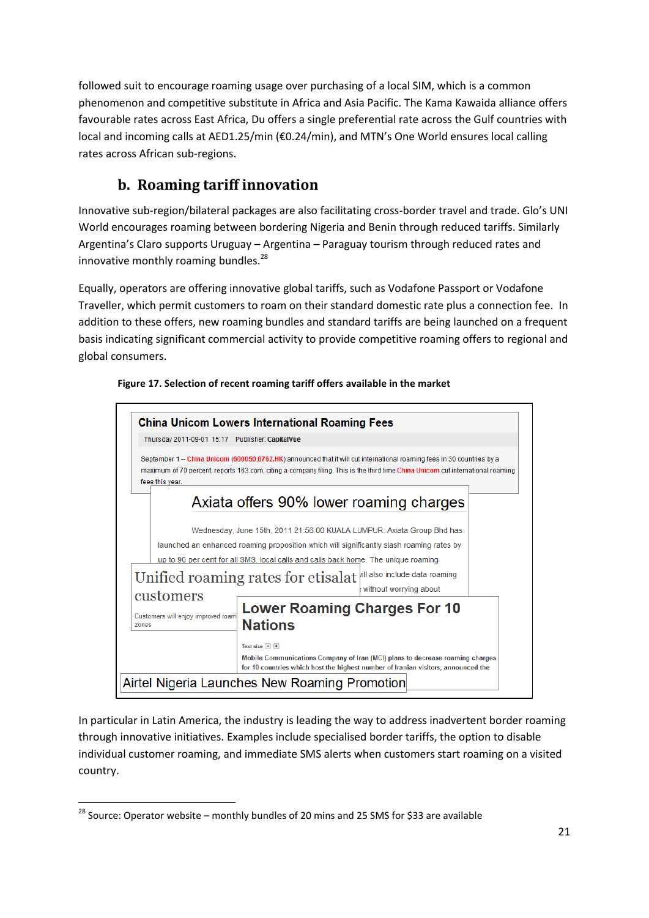followed suit to encourage roaming usage over purchasing of a local SIM, which is a common phenomenon and competitive substitute in Africa and Asia Pacific. The Kama Kawaida alliance offers favourable rates across East Africa, Du offers a single preferential rate across the Gulf countries with local and incoming calls at AED1.25/min (€0.24/min), and MTN's One World ensures local calling rates across African sub-regions.

## b. Roaming tariff innovation

Innovative sub-region/bilateral packages are also facilitating cross-border travel and trade. Glo's UNI World encourages roaming between bordering Nigeria and Benin through reduced tariffs. Similarly Argentina's Claro supports Uruguay – Argentina – Paraguay tourism through reduced rates and innovative monthly roaming bundles.[28]

Equally, operators are offering innovative global tariffs, such as Vodafone Passport or Vodafone Traveller, which permit customers to roam on their standard domestic rate plus a connection fee. In addition to these offers, new roaming bundles and standard tariffs are being launched on a frequent basis indicating significant commercial activity to provide competitive roaming offers to regional and global consumers.

**Figure 17. Selection of recent roaming tariff offers available in the market**

**China Unicom Lowers International Roaming Fees**

Thursday 2011-09-01 15:17 Publisher: CapitalVue

September 1 -- China Unicom (600050,0762.HK) announced that it will cut international roaming fees in 30 countries by a maximum of 70 percent, reports 163.com, citing a company filing. This is the third time China Unicom cut international roaming fees this year.

**Axiata offers 90% lower roaming charges**

Wednesday, June 15th, 2011 21:56:00 KUALA LUMPUR: Axiata Group Bhd has launched an enhanced roaming proposition which will significantly slash roaming rates by up to 90 per cent for all SMS, local calls and calls back home. The unique roaming ...ill also include data roaming ... without worrying about

**Unified roaming rates for etisalat customers**

Customers will enjoy improved roam... zones

**Lower Roaming Charges For 10 Nations**

Mobile Communications Company of Iran (MCI) plans to decrease roaming charges for 10 countries which host the highest number of Iranian visitors, announced the

**Airtel Nigeria Launches New Roaming Promotion**

In particular in Latin America, the industry is leading the way to address inadvertent border roaming through innovative initiatives. Examples include specialised border tariffs, the option to disable individual customer roaming, and immediate SMS alerts when customers start roaming on a visited country.

---

[28] Source: Operator website – monthly bundles of 20 mins and 25 SMS for $33 are available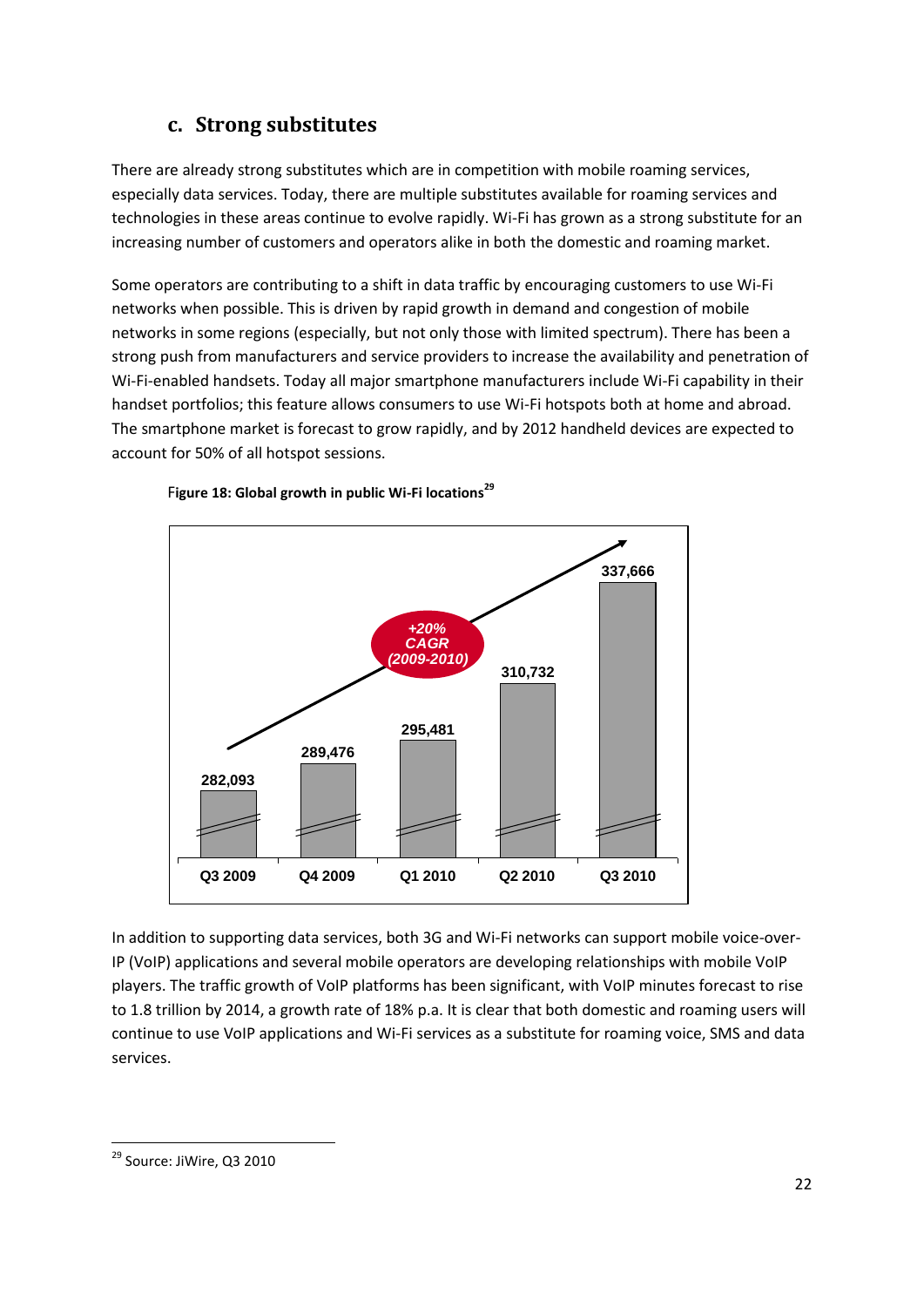### c. Strong substitutes

There are already strong substitutes which are in competition with mobile roaming services, especially data services. Today, there are multiple substitutes available for roaming services and technologies in these areas continue to evolve rapidly. Wi-Fi has grown as a strong substitute for an increasing number of customers and operators alike in both the domestic and roaming market.

Some operators are contributing to a shift in data traffic by encouraging customers to use Wi-Fi networks when possible. This is driven by rapid growth in demand and congestion of mobile networks in some regions (especially, but not only those with limited spectrum). There has been a strong push from manufacturers and service providers to increase the availability and penetration of Wi-Fi-enabled handsets. Today all major smartphone manufacturers include Wi-Fi capability in their handset portfolios; this feature allows consumers to use Wi-Fi hotspots both at home and abroad. The smartphone market is forecast to grow rapidly, and by 2012 handheld devices are expected to account for 50% of all hotspot sessions.

**Figure 18: Global growth in public Wi-Fi locations**[29]

| Quarter | Public Wi-Fi locations |
|---|---|
| Q3 2009 | 282,093 |
| Q4 2009 | 289,476 |
| Q1 2010 | 295,481 |
| Q2 2010 | 310,732 |
| Q3 2010 | 337,666 |

*+20% CAGR (2009-2010)*

In addition to supporting data services, both 3G and Wi-Fi networks can support mobile voice-over-IP (VoIP) applications and several mobile operators are developing relationships with mobile VoIP players. The traffic growth of VoIP platforms has been significant, with VoIP minutes forecast to rise to 1.8 trillion by 2014, a growth rate of 18% p.a. It is clear that both domestic and roaming users will continue to use VoIP applications and Wi-Fi services as a substitute for roaming voice, SMS and data services.

[29] Source: JiWire, Q3 2010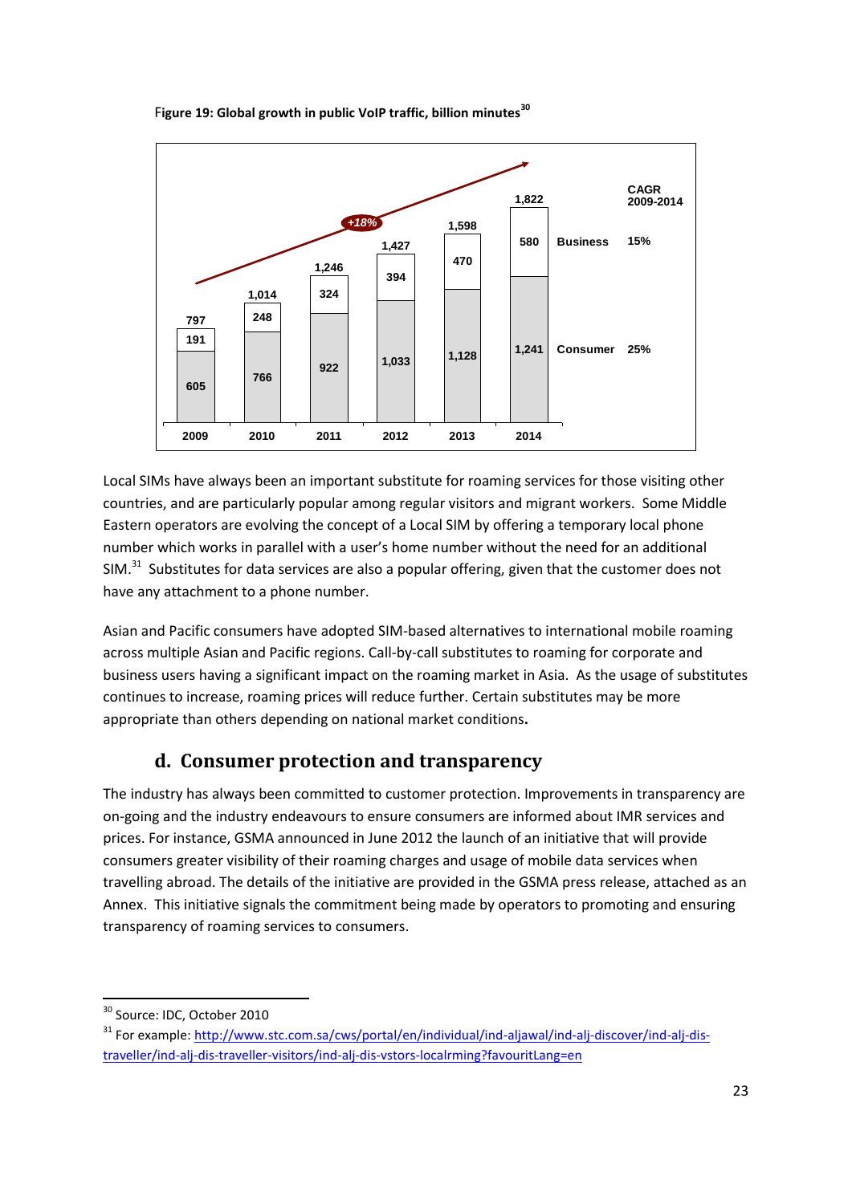Figure 19: Global growth in public VoIP traffic, billion minutes[30]

| | 2009 | 2010 | 2011 | 2012 | 2013 | 2014 | CAGR 2009-2014 |
|---|---|---|---|---|---|---|---|
| Business | 191 | 248 | 324 | 394 | 470 | 580 | 15% |
| Consumer | 605 | 766 | 922 | 1,033 | 1,128 | 1,241 | 25% |
| Total | 797 | 1,014 | 1,246 | 1,427 | 1,598 | 1,822 | +18% |

Local SIMs have always been an important substitute for roaming services for those visiting other countries, and are particularly popular among regular visitors and migrant workers. Some Middle Eastern operators are evolving the concept of a Local SIM by offering a temporary local phone number which works in parallel with a user's home number without the need for an additional SIM.[31] Substitutes for data services are also a popular offering, given that the customer does not have any attachment to a phone number.

Asian and Pacific consumers have adopted SIM-based alternatives to international mobile roaming across multiple Asian and Pacific regions. Call-by-call substitutes to roaming for corporate and business users having a significant impact on the roaming market in Asia. As the usage of substitutes continues to increase, roaming prices will reduce further. Certain substitutes may be more appropriate than others depending on national market conditions.

## d. Consumer protection and transparency

The industry has always been committed to customer protection. Improvements in transparency are on-going and the industry endeavours to ensure consumers are informed about IMR services and prices. For instance, GSMA announced in June 2012 the launch of an initiative that will provide consumers greater visibility of their roaming charges and usage of mobile data services when travelling abroad. The details of the initiative are provided in the GSMA press release, attached as an Annex. This initiative signals the commitment being made by operators to promoting and ensuring transparency of roaming services to consumers.

---

[30] Source: IDC, October 2010

[31] For example: http://www.stc.com.sa/cws/portal/en/individual/ind-aljawal/ind-alj-discover/ind-alj-dis-traveller/ind-alj-dis-traveller-visitors/ind-alj-dis-vstors-localrming?favouritLang=en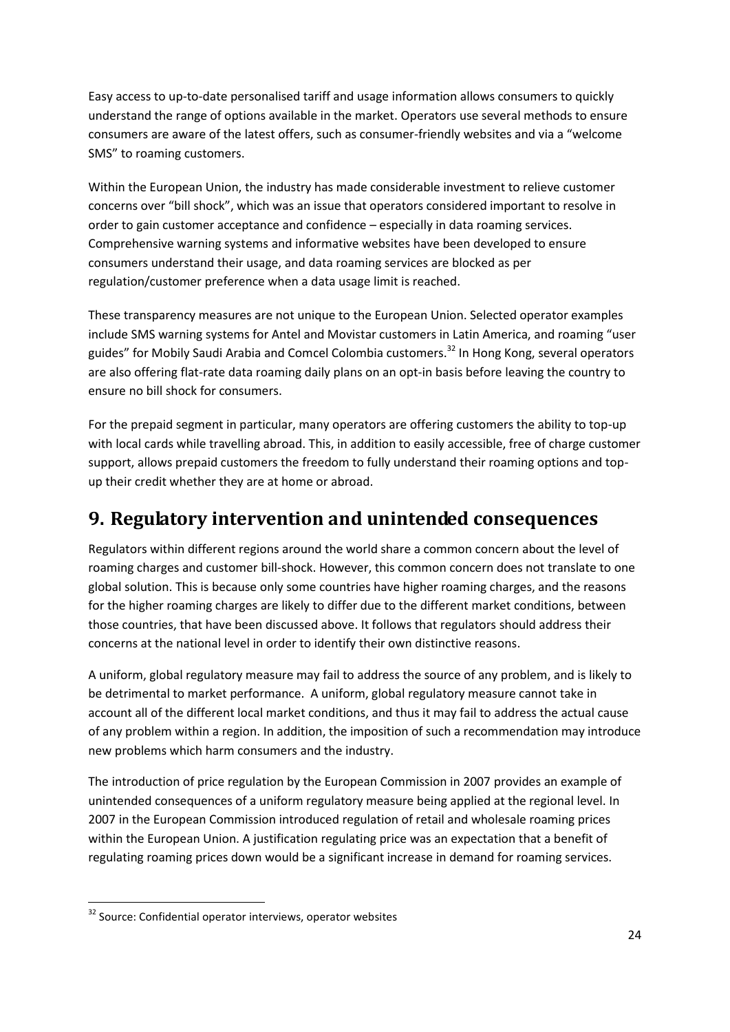Easy access to up-to-date personalised tariff and usage information allows consumers to quickly understand the range of options available in the market. Operators use several methods to ensure consumers are aware of the latest offers, such as consumer-friendly websites and via a "welcome SMS" to roaming customers.

Within the European Union, the industry has made considerable investment to relieve customer concerns over "bill shock", which was an issue that operators considered important to resolve in order to gain customer acceptance and confidence – especially in data roaming services. Comprehensive warning systems and informative websites have been developed to ensure consumers understand their usage, and data roaming services are blocked as per regulation/customer preference when a data usage limit is reached.

These transparency measures are not unique to the European Union. Selected operator examples include SMS warning systems for Antel and Movistar customers in Latin America, and roaming "user guides" for Mobily Saudi Arabia and Comcel Colombia customers.[32] In Hong Kong, several operators are also offering flat-rate data roaming daily plans on an opt-in basis before leaving the country to ensure no bill shock for consumers.

For the prepaid segment in particular, many operators are offering customers the ability to top-up with local cards while travelling abroad. This, in addition to easily accessible, free of charge customer support, allows prepaid customers the freedom to fully understand their roaming options and top-up their credit whether they are at home or abroad.

# 9. Regulatory intervention and unintended consequences

Regulators within different regions around the world share a common concern about the level of roaming charges and customer bill-shock. However, this common concern does not translate to one global solution. This is because only some countries have higher roaming charges, and the reasons for the higher roaming charges are likely to differ due to the different market conditions, between those countries, that have been discussed above. It follows that regulators should address their concerns at the national level in order to identify their own distinctive reasons.

A uniform, global regulatory measure may fail to address the source of any problem, and is likely to be detrimental to market performance. A uniform, global regulatory measure cannot take in account all of the different local market conditions, and thus it may fail to address the actual cause of any problem within a region. In addition, the imposition of such a recommendation may introduce new problems which harm consumers and the industry.

The introduction of price regulation by the European Commission in 2007 provides an example of unintended consequences of a uniform regulatory measure being applied at the regional level. In 2007 in the European Commission introduced regulation of retail and wholesale roaming prices within the European Union. A justification regulating price was an expectation that a benefit of regulating roaming prices down would be a significant increase in demand for roaming services.

[32] Source: Confidential operator interviews, operator websites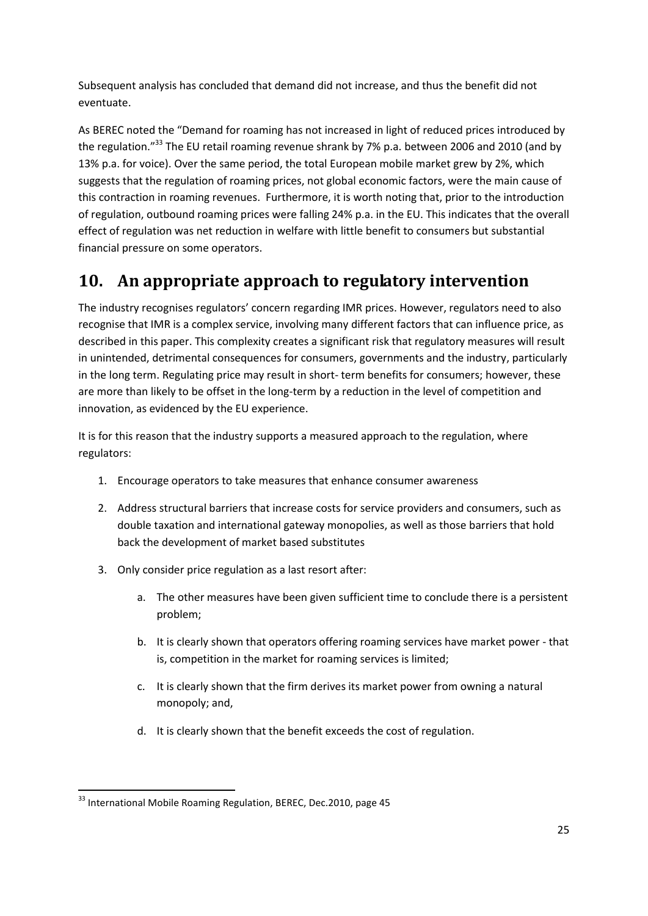Subsequent analysis has concluded that demand did not increase, and thus the benefit did not eventuate.

As BEREC noted the "Demand for roaming has not increased in light of reduced prices introduced by the regulation."[33] The EU retail roaming revenue shrank by 7% p.a. between 2006 and 2010 (and by 13% p.a. for voice). Over the same period, the total European mobile market grew by 2%, which suggests that the regulation of roaming prices, not global economic factors, were the main cause of this contraction in roaming revenues. Furthermore, it is worth noting that, prior to the introduction of regulation, outbound roaming prices were falling 24% p.a. in the EU. This indicates that the overall effect of regulation was net reduction in welfare with little benefit to consumers but substantial financial pressure on some operators.

## 10. An appropriate approach to regulatory intervention

The industry recognises regulators' concern regarding IMR prices. However, regulators need to also recognise that IMR is a complex service, involving many different factors that can influence price, as described in this paper. This complexity creates a significant risk that regulatory measures will result in unintended, detrimental consequences for consumers, governments and the industry, particularly in the long term. Regulating price may result in short- term benefits for consumers; however, these are more than likely to be offset in the long-term by a reduction in the level of competition and innovation, as evidenced by the EU experience.

It is for this reason that the industry supports a measured approach to the regulation, where regulators:

1. Encourage operators to take measures that enhance consumer awareness
2. Address structural barriers that increase costs for service providers and consumers, such as double taxation and international gateway monopolies, as well as those barriers that hold back the development of market based substitutes
3. Only consider price regulation as a last resort after:
    a. The other measures have been given sufficient time to conclude there is a persistent problem;
    b. It is clearly shown that operators offering roaming services have market power - that is, competition in the market for roaming services is limited;
    c. It is clearly shown that the firm derives its market power from owning a natural monopoly; and,
    d. It is clearly shown that the benefit exceeds the cost of regulation.

---

[33] International Mobile Roaming Regulation, BEREC, Dec.2010, page 45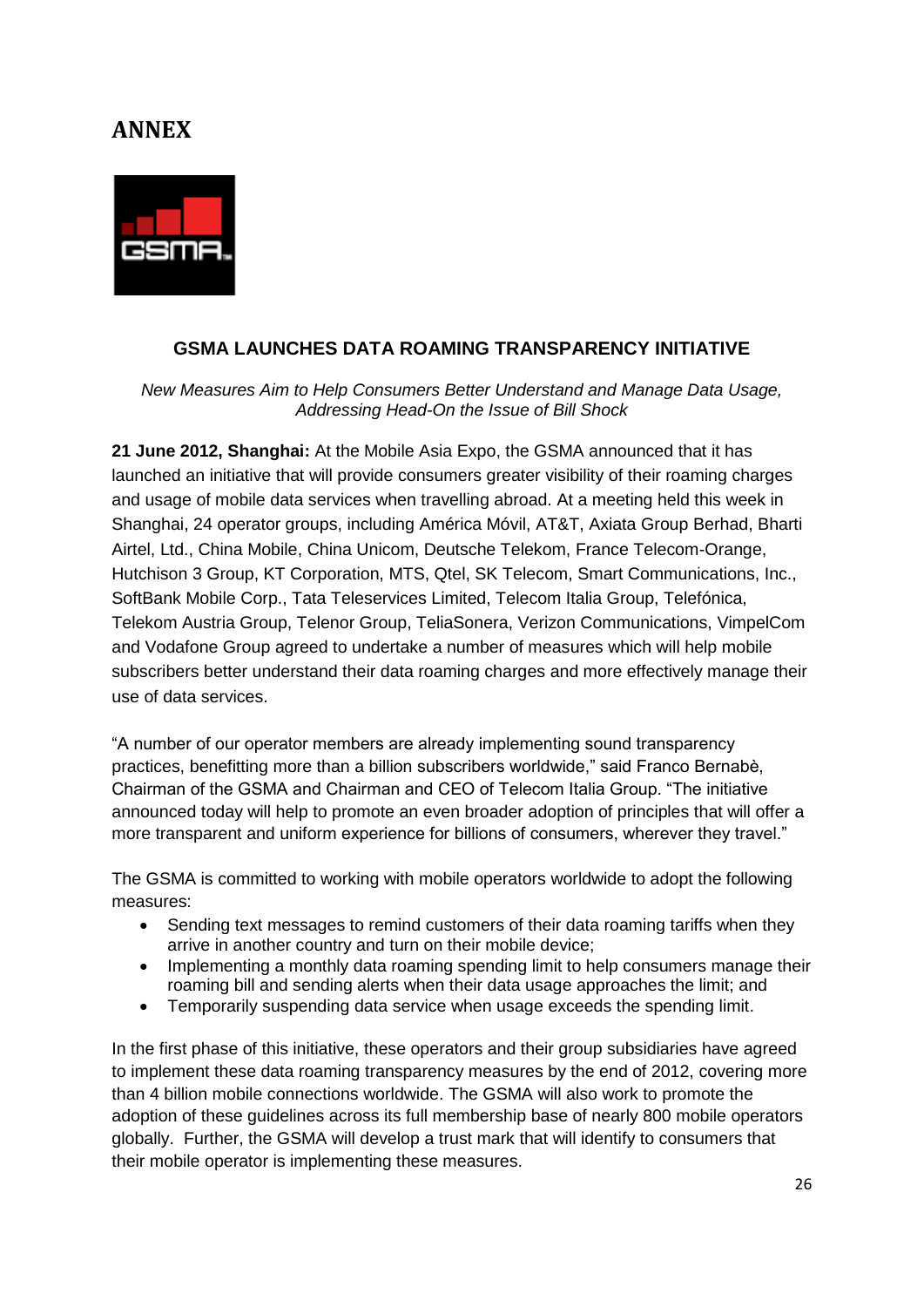# ANNEX

### GSMA LAUNCHES DATA ROAMING TRANSPARENCY INITIATIVE

*New Measures Aim to Help Consumers Better Understand and Manage Data Usage, Addressing Head-On the Issue of Bill Shock*

**21 June 2012, Shanghai:** At the Mobile Asia Expo, the GSMA announced that it has launched an initiative that will provide consumers greater visibility of their roaming charges and usage of mobile data services when travelling abroad. At a meeting held this week in Shanghai, 24 operator groups, including América Móvil, AT&T, Axiata Group Berhad, Bharti Airtel, Ltd., China Mobile, China Unicom, Deutsche Telekom, France Telecom-Orange, Hutchison 3 Group, KT Corporation, MTS, Qtel, SK Telecom, Smart Communications, Inc., SoftBank Mobile Corp., Tata Teleservices Limited, Telecom Italia Group, Telefónica, Telekom Austria Group, Telenor Group, TeliaSonera, Verizon Communications, VimpelCom and Vodafone Group agreed to undertake a number of measures which will help mobile subscribers better understand their data roaming charges and more effectively manage their use of data services.

"A number of our operator members are already implementing sound transparency practices, benefitting more than a billion subscribers worldwide," said Franco Bernabè, Chairman of the GSMA and Chairman and CEO of Telecom Italia Group. "The initiative announced today will help to promote an even broader adoption of principles that will offer a more transparent and uniform experience for billions of consumers, wherever they travel."

The GSMA is committed to working with mobile operators worldwide to adopt the following measures:

- Sending text messages to remind customers of their data roaming tariffs when they arrive in another country and turn on their mobile device;
- Implementing a monthly data roaming spending limit to help consumers manage their roaming bill and sending alerts when their data usage approaches the limit; and
- Temporarily suspending data service when usage exceeds the spending limit.

In the first phase of this initiative, these operators and their group subsidiaries have agreed to implement these data roaming transparency measures by the end of 2012, covering more than 4 billion mobile connections worldwide. The GSMA will also work to promote the adoption of these guidelines across its full membership base of nearly 800 mobile operators globally. Further, the GSMA will develop a trust mark that will identify to consumers that their mobile operator is implementing these measures.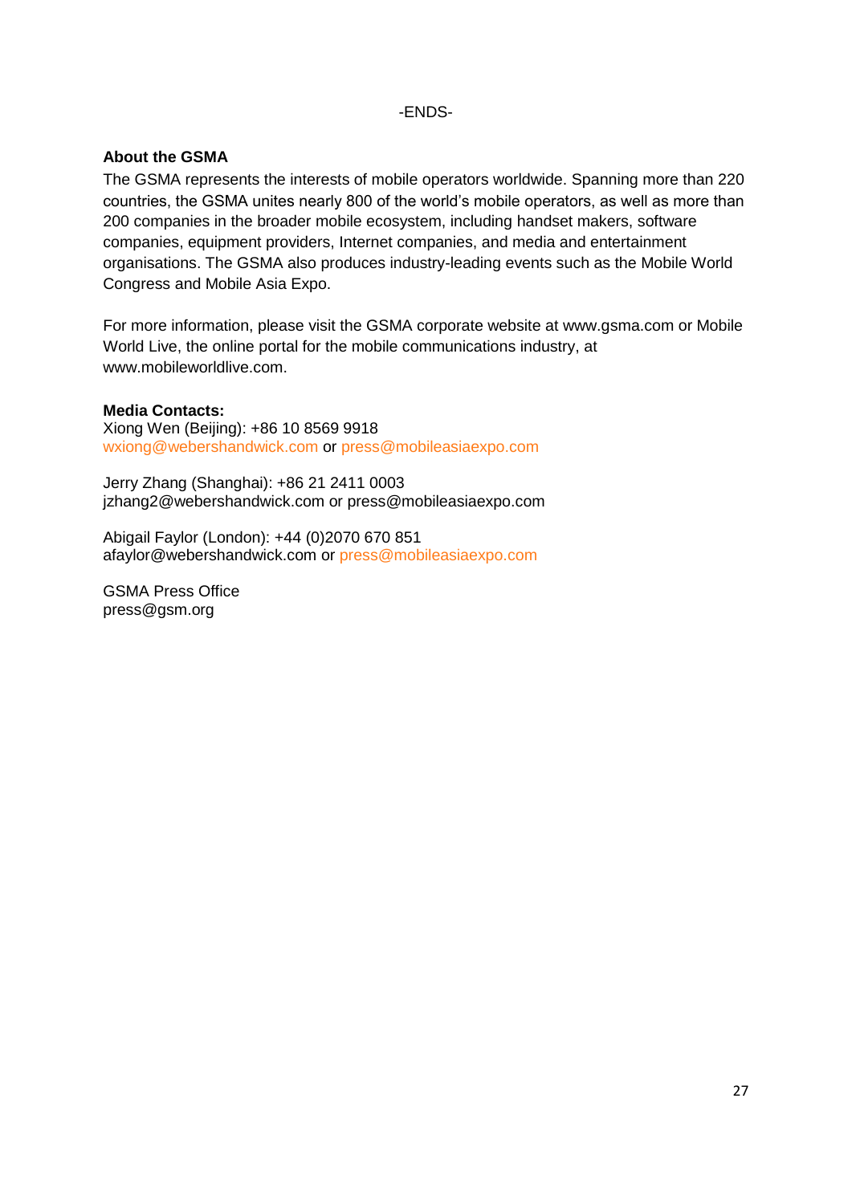-ENDS-

**About the GSMA**

The GSMA represents the interests of mobile operators worldwide. Spanning more than 220 countries, the GSMA unites nearly 800 of the world's mobile operators, as well as more than 200 companies in the broader mobile ecosystem, including handset makers, software companies, equipment providers, Internet companies, and media and entertainment organisations. The GSMA also produces industry-leading events such as the Mobile World Congress and Mobile Asia Expo.

For more information, please visit the GSMA corporate website at www.gsma.com or Mobile World Live, the online portal for the mobile communications industry, at www.mobileworldlive.com.

**Media Contacts:**

Xiong Wen (Beijing): +86 10 8569 9918
wxiong@webershandwick.com or press@mobileasiaexpo.com

Jerry Zhang (Shanghai): +86 21 2411 0003
jzhang2@webershandwick.com or press@mobileasiaexpo.com

Abigail Faylor (London): +44 (0)2070 670 851
afaylor@webershandwick.com or press@mobileasiaexpo.com

GSMA Press Office
press@gsm.org